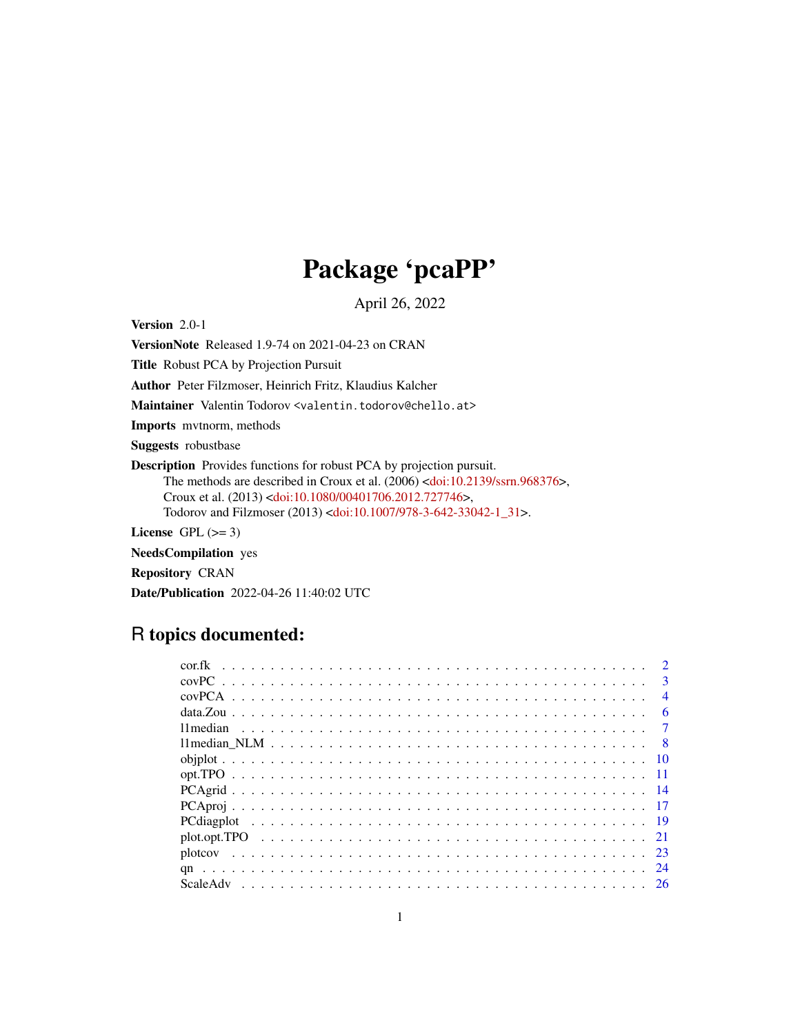# Package 'pcaPP'

April 26, 2022

**Version** 2.0-1

**VersionNote** Released 1.9-74 on 2021-04-23 on CRAN

**Title** Robust PCA by Projection Pursuit

**Author** Peter Filzmoser, Heinrich Fritz, Klaudius Kalcher

**Maintainer** Valentin Todorov <valentin.todorov@chello.at>

**Imports** mvtnorm, methods

**Suggests** robustbase

**Description** Provides functions for robust PCA by projection pursuit.
The methods are described in Croux et al. (2006) <doi:10.2139/ssrn.968376>,
Croux et al. (2013) <doi:10.1080/00401706.2012.727746>,
Todorov and Filzmoser (2013) <doi:10.1007/978-3-642-33042-1_31>.

**License** GPL (>= 3)

**NeedsCompilation** yes

**Repository** CRAN

**Date/Publication** 2022-04-26 11:40:02 UTC

## R topics documented:

| | |
|---|---|
| cor.fk | 2 |
| covPC | 3 |
| covPCA | 4 |
| data.Zou | 6 |
| l1median | 7 |
| l1median_NLM | 8 |
| objplot | 10 |
| opt.TPO | 11 |
| PCAgrid | 14 |
| PCAproj | 17 |
| PCdiagplot | 19 |
| plot.opt.TPO | 21 |
| plotcov | 23 |
| qn | 24 |
| ScaleAdv | 26 |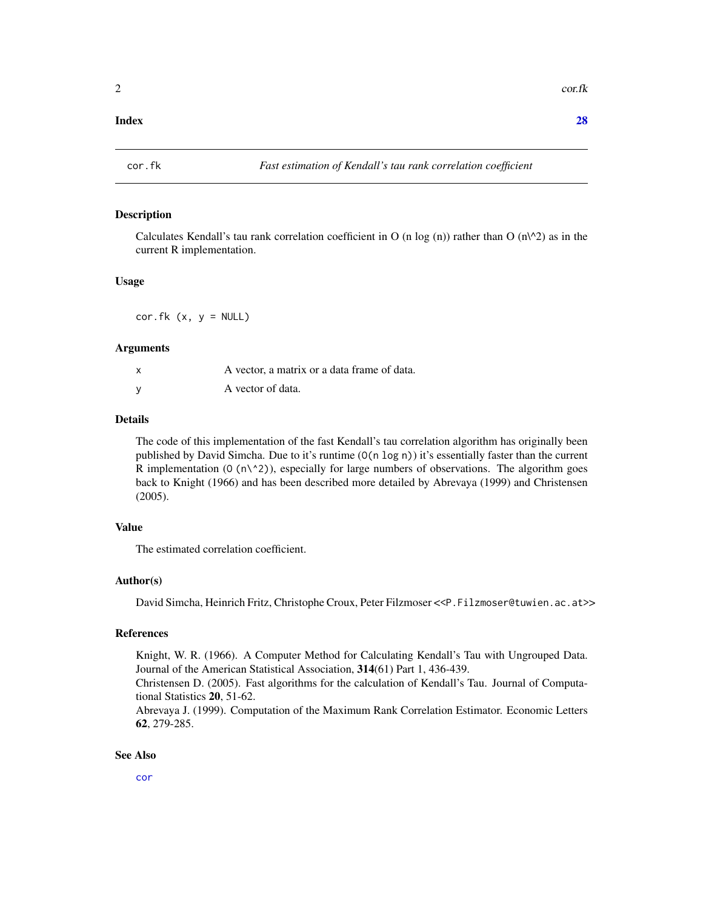**Index** **28**

---

`cor.fk` *Fast estimation of Kendall's tau rank correlation coefficient*

---

## Description

Calculates Kendall's tau rank correlation coefficient in O (n log (n)) rather than O (n\^2) as in the current R implementation.

## Usage

```
cor.fk (x, y = NULL)
```

## Arguments

| | |
|---|---|
| x | A vector, a matrix or a data frame of data. |
| y | A vector of data. |

## Details

The code of this implementation of the fast Kendall's tau correlation algorithm has originally been published by David Simcha. Due to it's runtime (`O(n log n)`) it's essentially faster than the current R implementation (`O (n\^2)`), especially for large numbers of observations. The algorithm goes back to Knight (1966) and has been described more detailed by Abrevaya (1999) and Christensen (2005).

## Value

The estimated correlation coefficient.

## Author(s)

David Simcha, Heinrich Fritz, Christophe Croux, Peter Filzmoser <`<P.Filzmoser@tuwien.ac.at>`>

## References

Knight, W. R. (1966). A Computer Method for Calculating Kendall's Tau with Ungrouped Data. Journal of the American Statistical Association, **314**(61) Part 1, 436-439.
Christensen D. (2005). Fast algorithms for the calculation of Kendall's Tau. Journal of Computational Statistics **20**, 51-62.
Abrevaya J. (1999). Computation of the Maximum Rank Correlation Estimator. Economic Letters **62**, 279-285.

## See Also

`cor`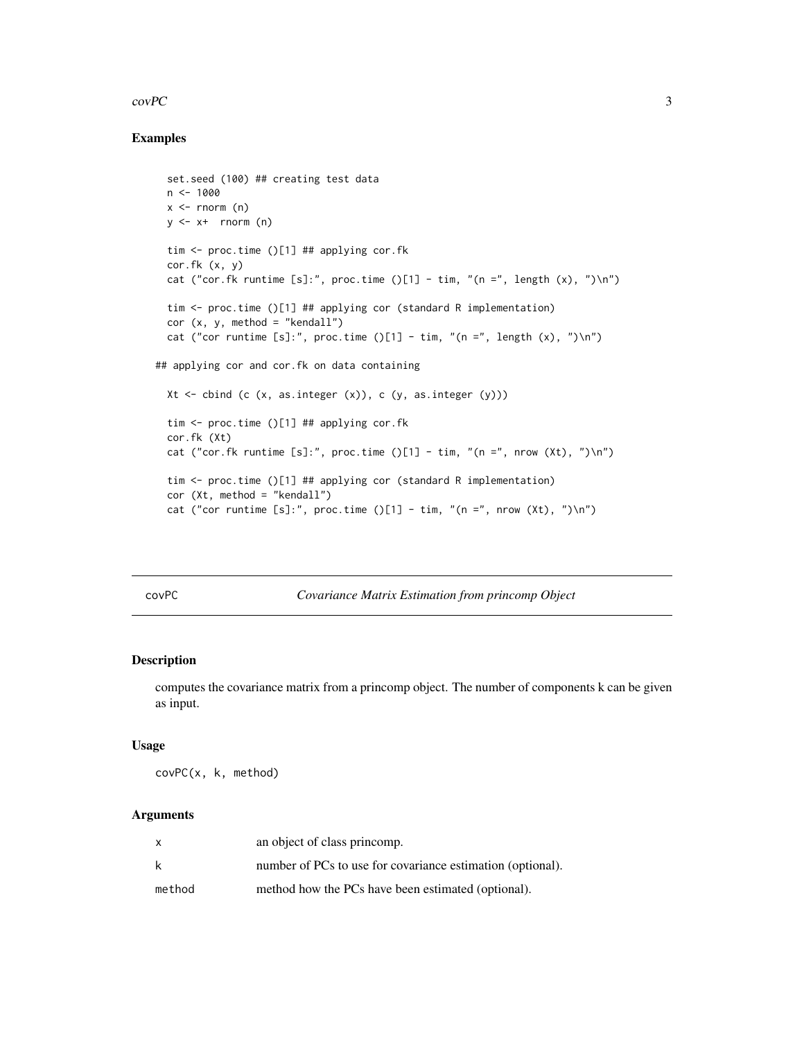### Examples

```
set.seed (100) ## creating test data
n <- 1000
x <- rnorm (n)
y <- x+  rnorm (n)

tim <- proc.time ()[1] ## applying cor.fk
cor.fk (x, y)
cat ("cor.fk runtime [s]:", proc.time ()[1] - tim, "(n =", length (x), ")\n")

tim <- proc.time ()[1] ## applying cor (standard R implementation)
cor (x, y, method = "kendall")
cat ("cor runtime [s]:", proc.time ()[1] - tim, "(n =", length (x), ")\n")

## applying cor and cor.fk on data containing

Xt <- cbind (c (x, as.integer (x)), c (y, as.integer (y)))

tim <- proc.time ()[1] ## applying cor.fk
cor.fk (Xt)
cat ("cor.fk runtime [s]:", proc.time ()[1] - tim, "(n =", nrow (Xt), ")\n")

tim <- proc.time ()[1] ## applying cor (standard R implementation)
cor (Xt, method = "kendall")
cat ("cor runtime [s]:", proc.time ()[1] - tim, "(n =", nrow (Xt), ")\n")
```

---

## covPC — *Covariance Matrix Estimation from princomp Object*

---

### Description

computes the covariance matrix from a princomp object. The number of components k can be given as input.

### Usage

```
covPC(x, k, method)
```

### Arguments

| | |
|---|---|
| x | an object of class princomp. |
| k | number of PCs to use for covariance estimation (optional). |
| method | method how the PCs have been estimated (optional). |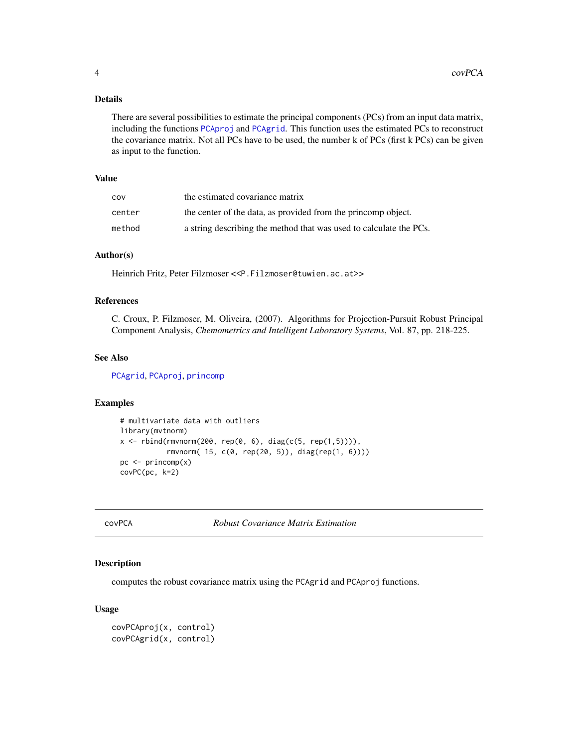### Details

There are several possibilities to estimate the principal components (PCs) from an input data matrix, including the functions PCAproj and PCAgrid. This function uses the estimated PCs to reconstruct the covariance matrix. Not all PCs have to be used, the number k of PCs (first k PCs) can be given as input to the function.

### Value

| | |
|---|---|
| `cov` | the estimated covariance matrix |
| `center` | the center of the data, as provided from the princomp object. |
| `method` | a string describing the method that was used to calculate the PCs. |

### Author(s)

Heinrich Fritz, Peter Filzmoser <<P.Filzmoser@tuwien.ac.at>>

### References

C. Croux, P. Filzmoser, M. Oliveira, (2007). Algorithms for Projection-Pursuit Robust Principal Component Analysis, *Chemometrics and Intelligent Laboratory Systems*, Vol. 87, pp. 218-225.

### See Also

PCAgrid, PCAproj, princomp

### Examples

```
# multivariate data with outliers
library(mvtnorm)
x <- rbind(rmvnorm(200, rep(0, 6), diag(c(5, rep(1,5)))),
           rmvnorm( 15, c(0, rep(20, 5)), diag(rep(1, 6))))
pc <- princomp(x)
covPC(pc, k=2)
```

---

## covPCA — *Robust Covariance Matrix Estimation*

### Description

computes the robust covariance matrix using the PCAgrid and PCAproj functions.

### Usage

```
covPCAproj(x, control)
covPCAgrid(x, control)
```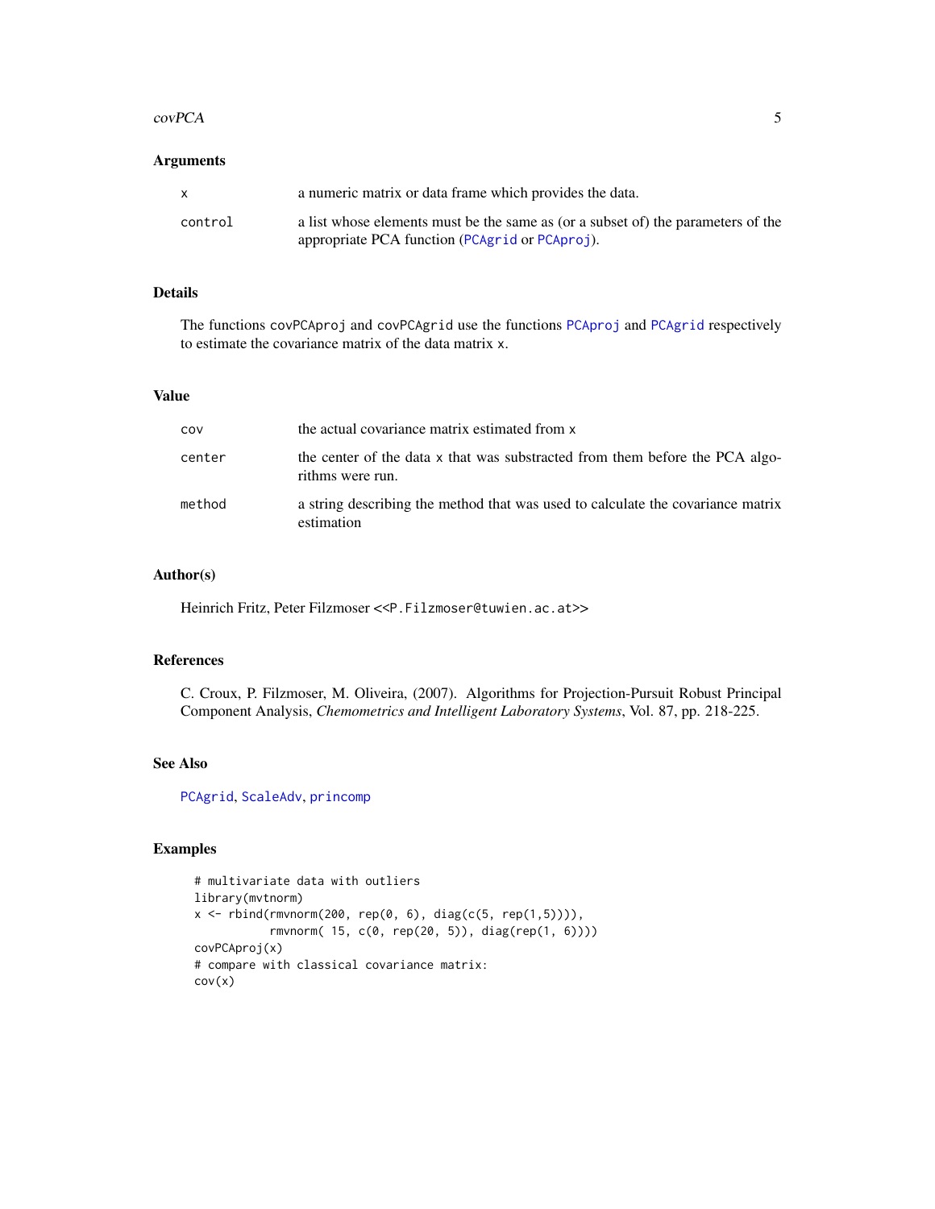### Arguments

| | |
|---|---|
| `x` | a numeric matrix or data frame which provides the data. |
| `control` | a list whose elements must be the same as (or a subset of) the parameters of the appropriate PCA function (`PCAgrid` or `PCAproj`). |

### Details

The functions `covPCAproj` and `covPCAgrid` use the functions `PCAproj` and `PCAgrid` respectively to estimate the covariance matrix of the data matrix `x`.

### Value

| | |
|---|---|
| `cov` | the actual covariance matrix estimated from `x` |
| `center` | the center of the data `x` that was substracted from them before the PCA algorithms were run. |
| `method` | a string describing the method that was used to calculate the covariance matrix estimation |

### Author(s)

Heinrich Fritz, Peter Filzmoser <<P.Filzmoser@tuwien.ac.at>>

### References

C. Croux, P. Filzmoser, M. Oliveira, (2007). Algorithms for Projection-Pursuit Robust Principal Component Analysis, *Chemometrics and Intelligent Laboratory Systems*, Vol. 87, pp. 218-225.

### See Also

`PCAgrid`, `ScaleAdv`, `princomp`

### Examples

```
# multivariate data with outliers
library(mvtnorm)
x <- rbind(rmvnorm(200, rep(0, 6), diag(c(5, rep(1,5)))),
           rmvnorm( 15, c(0, rep(20, 5)), diag(rep(1, 6))))
covPCAproj(x)
# compare with classical covariance matrix:
cov(x)
```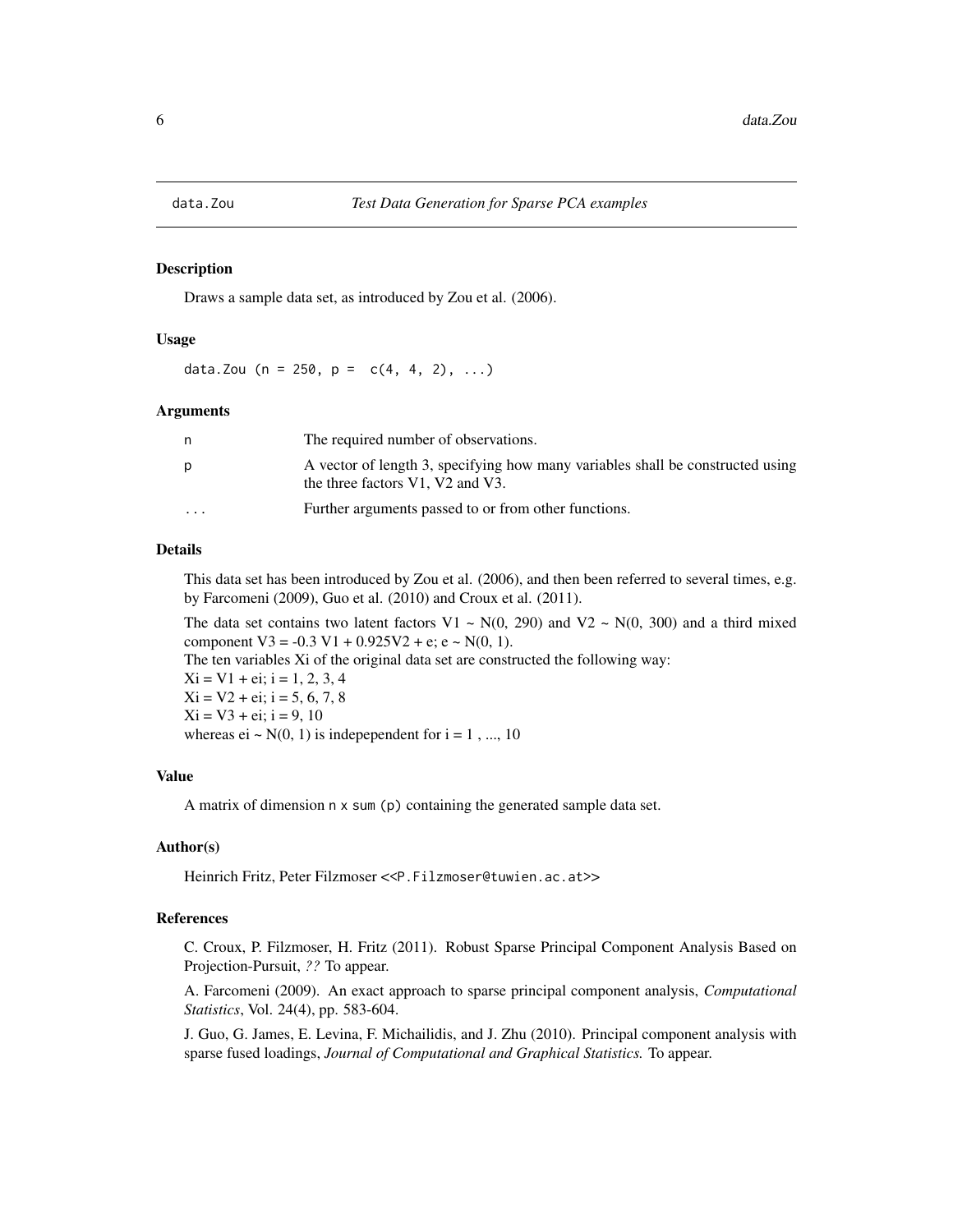## data.Zou — *Test Data Generation for Sparse PCA examples*

### Description

Draws a sample data set, as introduced by Zou et al. (2006).

### Usage

```
data.Zou (n = 250, p =  c(4, 4, 2), ...)
```

### Arguments

| | |
|---|---|
| n | The required number of observations. |
| p | A vector of length 3, specifying how many variables shall be constructed using the three factors V1, V2 and V3. |
| ... | Further arguments passed to or from other functions. |

### Details

This data set has been introduced by Zou et al. (2006), and then been referred to several times, e.g. by Farcomeni (2009), Guo et al. (2010) and Croux et al. (2011).

The data set contains two latent factors $V1 \sim N(0, 290)$ and $V2 \sim N(0, 300)$ and a third mixed component $V3 = -0.3\ V1 + 0.925V2 + e;\ e \sim N(0, 1)$.
The ten variables Xi of the original data set are constructed the following way:
$Xi = V1 + ei;\ i = 1, 2, 3, 4$
$Xi = V2 + ei;\ i = 5, 6, 7, 8$
$Xi = V3 + ei;\ i = 9, 10$
whereas $ei \sim N(0, 1)$ is indepependent for $i = 1, ..., 10$

### Value

A matrix of dimension `n` x `sum (p)` containing the generated sample data set.

### Author(s)

Heinrich Fritz, Peter Filzmoser <<P.Filzmoser@tuwien.ac.at>>

### References

C. Croux, P. Filzmoser, H. Fritz (2011). Robust Sparse Principal Component Analysis Based on Projection-Pursuit, *??* To appear.

A. Farcomeni (2009). An exact approach to sparse principal component analysis, *Computational Statistics*, Vol. 24(4), pp. 583-604.

J. Guo, G. James, E. Levina, F. Michailidis, and J. Zhu (2010). Principal component analysis with sparse fused loadings, *Journal of Computational and Graphical Statistics.* To appear.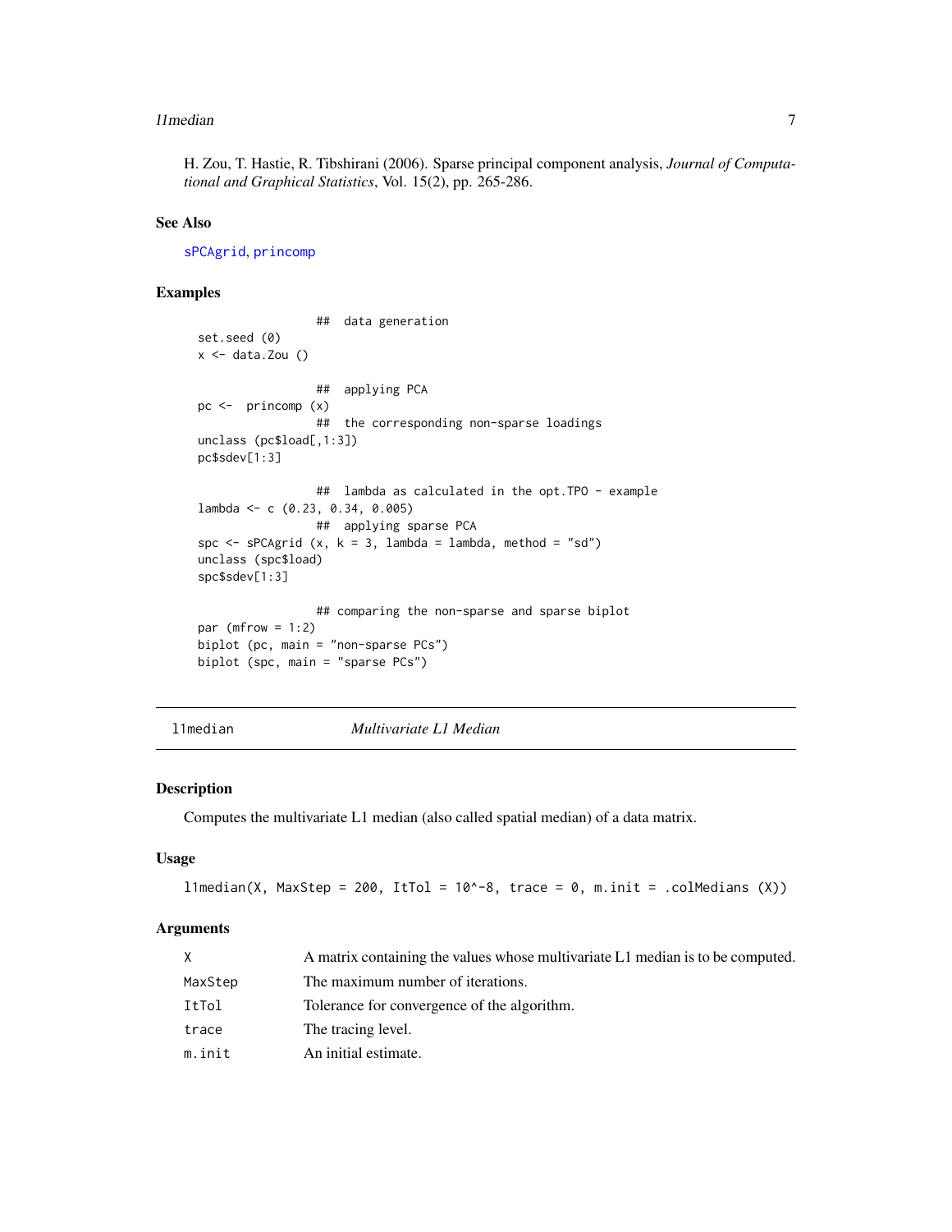H. Zou, T. Hastie, R. Tibshirani (2006). Sparse principal component analysis, *Journal of Computational and Graphical Statistics*, Vol. 15(2), pp. 265-286.

### See Also

sPCAgrid, princomp

### Examples

```
                 ##  data generation
set.seed (0)
x <- data.Zou ()

                 ##  applying PCA
pc <-  princomp (x)
                 ##  the corresponding non-sparse loadings
unclass (pc$load[,1:3])
pc$sdev[1:3]

                 ##  lambda as calculated in the opt.TPO - example
lambda <- c (0.23, 0.34, 0.005)
                 ##  applying sparse PCA
spc <- sPCAgrid (x, k = 3, lambda = lambda, method = "sd")
unclass (spc$load)
spc$sdev[1:3]

                 ## comparing the non-sparse and sparse biplot
par (mfrow = 1:2)
biplot (pc, main = "non-sparse PCs")
biplot (spc, main = "sparse PCs")
```

---

## l1median — *Multivariate L1 Median*

### Description

Computes the multivariate L1 median (also called spatial median) of a data matrix.

### Usage

```
l1median(X, MaxStep = 200, ItTol = 10^-8, trace = 0, m.init = .colMedians (X))
```

### Arguments

| | |
|---|---|
| X | A matrix containing the values whose multivariate L1 median is to be computed. |
| MaxStep | The maximum number of iterations. |
| ItTol | Tolerance for convergence of the algorithm. |
| trace | The tracing level. |
| m.init | An initial estimate. |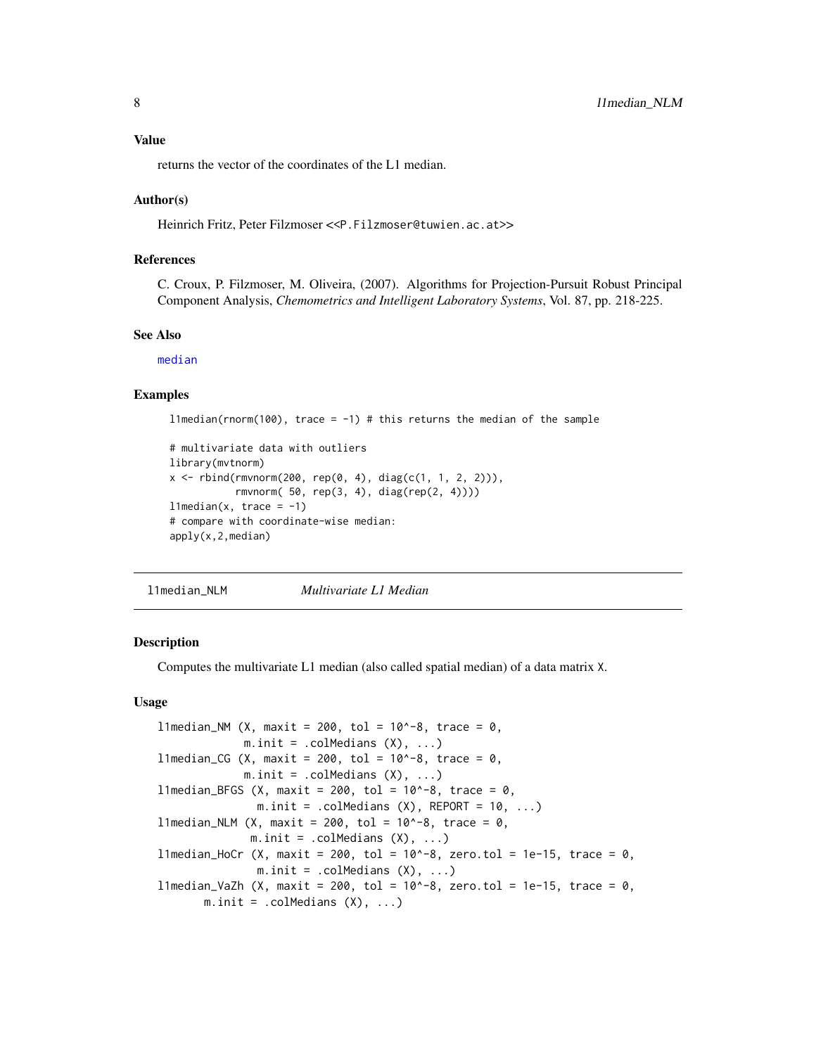### Value

returns the vector of the coordinates of the L1 median.

### Author(s)

Heinrich Fritz, Peter Filzmoser <<P.Filzmoser@tuwien.ac.at>>

### References

C. Croux, P. Filzmoser, M. Oliveira, (2007). Algorithms for Projection-Pursuit Robust Principal Component Analysis, *Chemometrics and Intelligent Laboratory Systems*, Vol. 87, pp. 218-225.

### See Also

median

### Examples

```
l1median(rnorm(100), trace = -1) # this returns the median of the sample

# multivariate data with outliers
library(mvtnorm)
x <- rbind(rmvnorm(200, rep(0, 4), diag(c(1, 1, 2, 2))),
           rmvnorm( 50, rep(3, 4), diag(rep(2, 4))))
l1median(x, trace = -1)
# compare with coordinate-wise median:
apply(x,2,median)
```

---

## l1median_NLM — *Multivariate L1 Median*

### Description

Computes the multivariate L1 median (also called spatial median) of a data matrix X.

### Usage

```
l1median_NM (X, maxit = 200, tol = 10^-8, trace = 0,
             m.init = .colMedians (X), ...)
l1median_CG (X, maxit = 200, tol = 10^-8, trace = 0,
             m.init = .colMedians (X), ...)
l1median_BFGS (X, maxit = 200, tol = 10^-8, trace = 0,
               m.init = .colMedians (X), REPORT = 10, ...)
l1median_NLM (X, maxit = 200, tol = 10^-8, trace = 0,
              m.init = .colMedians (X), ...)
l1median_HoCr (X, maxit = 200, tol = 10^-8, zero.tol = 1e-15, trace = 0,
               m.init = .colMedians (X), ...)
l1median_VaZh (X, maxit = 200, tol = 10^-8, zero.tol = 1e-15, trace = 0,
       m.init = .colMedians (X), ...)
```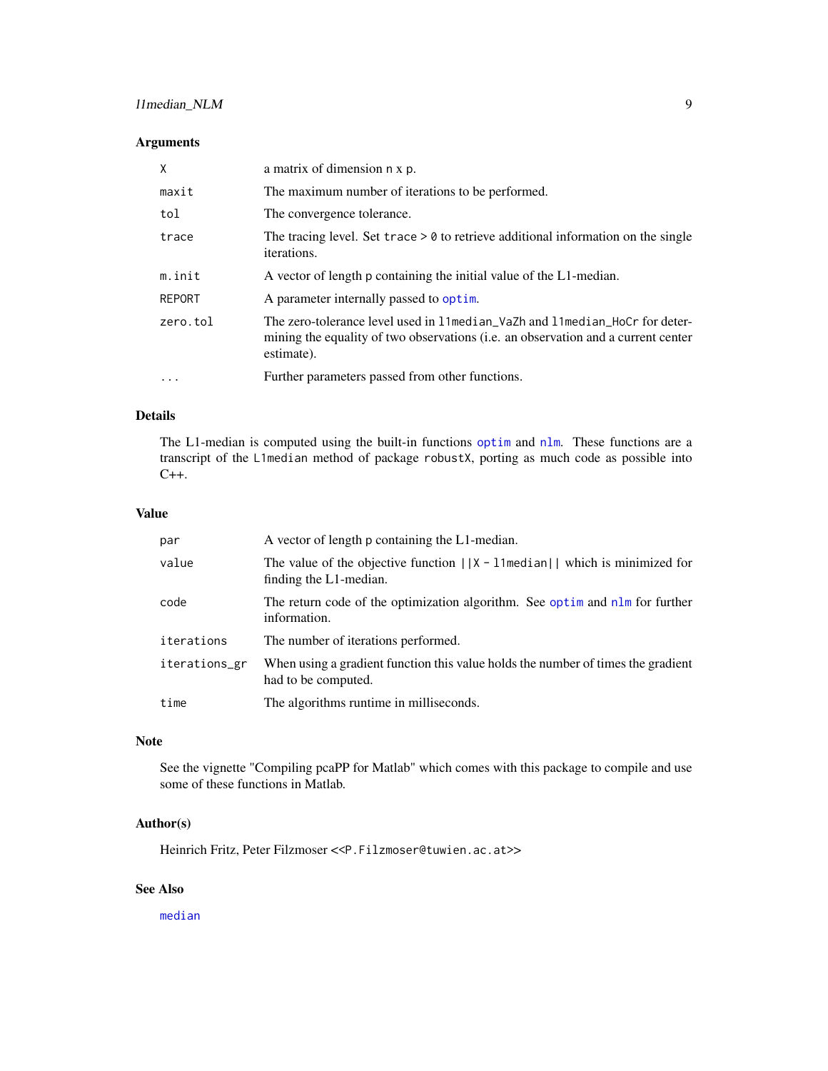### Arguments

| | |
|---|---|
| `X` | a matrix of dimension `n x p`. |
| `maxit` | The maximum number of iterations to be performed. |
| `tol` | The convergence tolerance. |
| `trace` | The tracing level. Set `trace > 0` to retrieve additional information on the single iterations. |
| `m.init` | A vector of length `p` containing the initial value of the L1-median. |
| `REPORT` | A parameter internally passed to `optim`. |
| `zero.tol` | The zero-tolerance level used in `l1median_VaZh` and `l1median_HoCr` for determining the equality of two observations (i.e. an observation and a current center estimate). |
| `...` | Further parameters passed from other functions. |

### Details

The L1-median is computed using the built-in functions `optim` and `nlm`. These functions are a transcript of the `L1median` method of package `robustX`, porting as much code as possible into C++.

### Value

| | |
|---|---|
| `par` | A vector of length `p` containing the L1-median. |
| `value` | The value of the objective function `||X - l1median||` which is minimized for finding the L1-median. |
| `code` | The return code of the optimization algorithm. See `optim` and `nlm` for further information. |
| `iterations` | The number of iterations performed. |
| `iterations_gr` | When using a gradient function this value holds the number of times the gradient had to be computed. |
| `time` | The algorithms runtime in milliseconds. |

### Note

See the vignette "Compiling pcaPP for Matlab" which comes with this package to compile and use some of these functions in Matlab.

### Author(s)

Heinrich Fritz, Peter Filzmoser <`<P.Filzmoser@tuwien.ac.at>`>

### See Also

`median`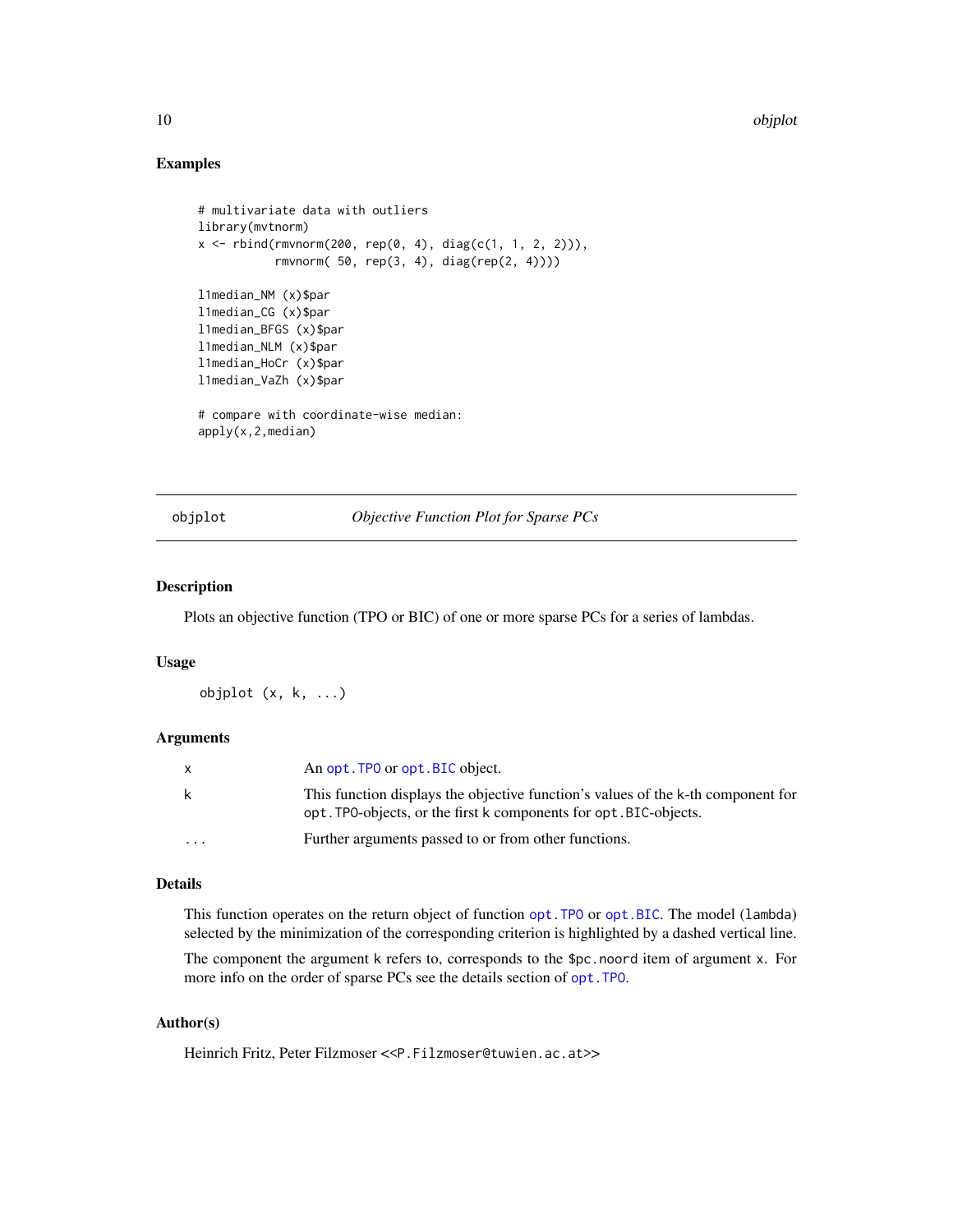### Examples

```
# multivariate data with outliers
library(mvtnorm)
x <- rbind(rmvnorm(200, rep(0, 4), diag(c(1, 1, 2, 2))),
           rmvnorm( 50, rep(3, 4), diag(rep(2, 4))))

l1median_NM (x)$par
l1median_CG (x)$par
l1median_BFGS (x)$par
l1median_NLM (x)$par
l1median_HoCr (x)$par
l1median_VaZh (x)$par

# compare with coordinate-wise median:
apply(x,2,median)
```

---

## objplot — *Objective Function Plot for Sparse PCs*

### Description

Plots an objective function (TPO or BIC) of one or more sparse PCs for a series of lambdas.

### Usage

```
objplot (x, k, ...)
```

### Arguments

| | |
|---|---|
| x | An opt.TPO or opt.BIC object. |
| k | This function displays the objective function's values of the k-th component for opt.TPO-objects, or the first k components for opt.BIC-objects. |
| ... | Further arguments passed to or from other functions. |

### Details

This function operates on the return object of function opt.TPO or opt.BIC. The model (lambda) selected by the minimization of the corresponding criterion is highlighted by a dashed vertical line.

The component the argument k refers to, corresponds to the $pc.noord item of argument x. For more info on the order of sparse PCs see the details section of opt.TPO.

### Author(s)

Heinrich Fritz, Peter Filzmoser <<P.Filzmoser@tuwien.ac.at>>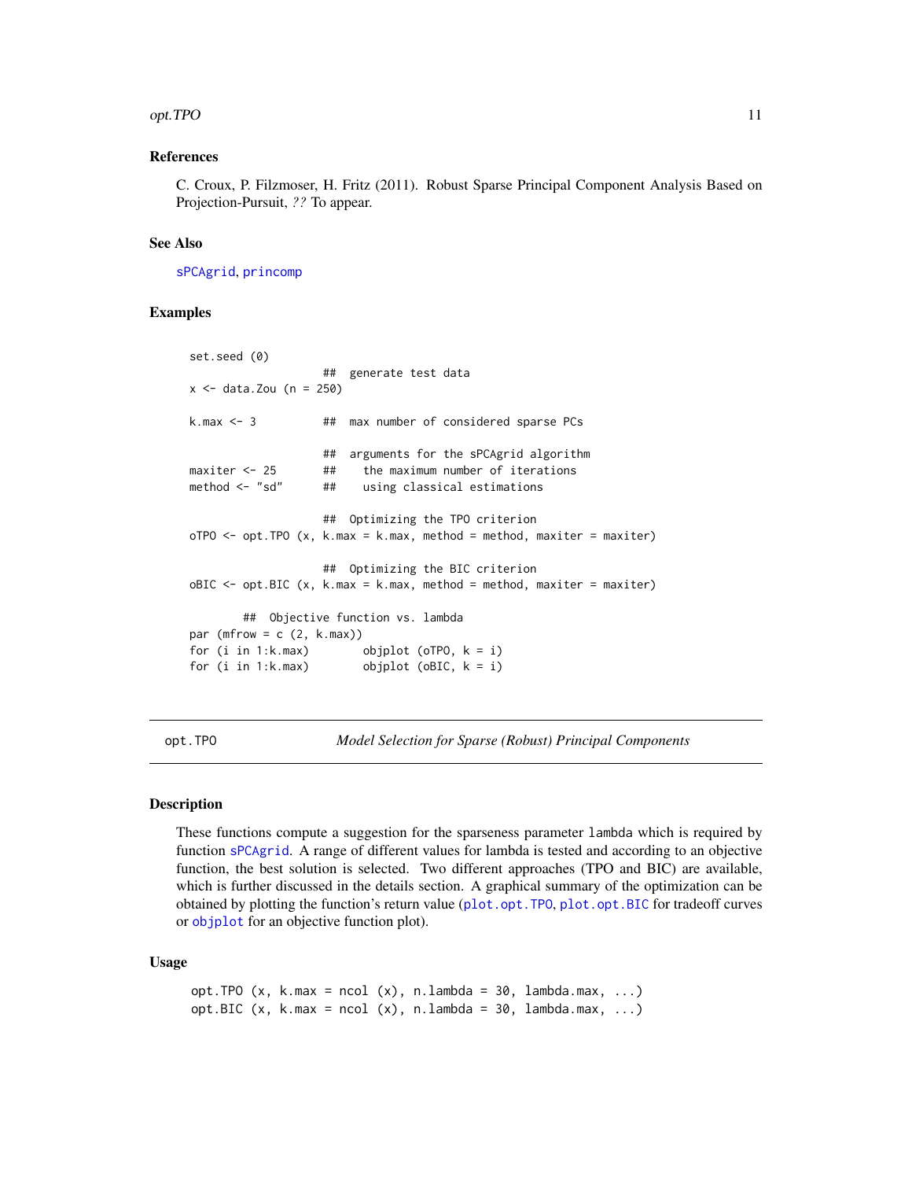### References

C. Croux, P. Filzmoser, H. Fritz (2011). Robust Sparse Principal Component Analysis Based on Projection-Pursuit, *??* To appear.

### See Also

sPCAgrid, princomp

### Examples

```
set.seed (0)
                    ##  generate test data
x <- data.Zou (n = 250)

k.max <- 3          ##  max number of considered sparse PCs

                    ##  arguments for the sPCAgrid algorithm
maxiter <- 25       ##    the maximum number of iterations
method <- "sd"      ##    using classical estimations

                    ##  Optimizing the TPO criterion
oTPO <- opt.TPO (x, k.max = k.max, method = method, maxiter = maxiter)

                    ##  Optimizing the BIC criterion
oBIC <- opt.BIC (x, k.max = k.max, method = method, maxiter = maxiter)

        ##  Objective function vs. lambda
par (mfrow = c (2, k.max))
for (i in 1:k.max)       objplot (oTPO, k = i)
for (i in 1:k.max)       objplot (oBIC, k = i)
```

---

## opt.TPO — *Model Selection for Sparse (Robust) Principal Components*

### Description

These functions compute a suggestion for the sparseness parameter lambda which is required by function sPCAgrid. A range of different values for lambda is tested and according to an objective function, the best solution is selected. Two different approaches (TPO and BIC) are available, which is further discussed in the details section. A graphical summary of the optimization can be obtained by plotting the function's return value (plot.opt.TPO, plot.opt.BIC for tradeoff curves or objplot for an objective function plot).

### Usage

```
opt.TPO (x, k.max = ncol (x), n.lambda = 30, lambda.max, ...)
opt.BIC (x, k.max = ncol (x), n.lambda = 30, lambda.max, ...)
```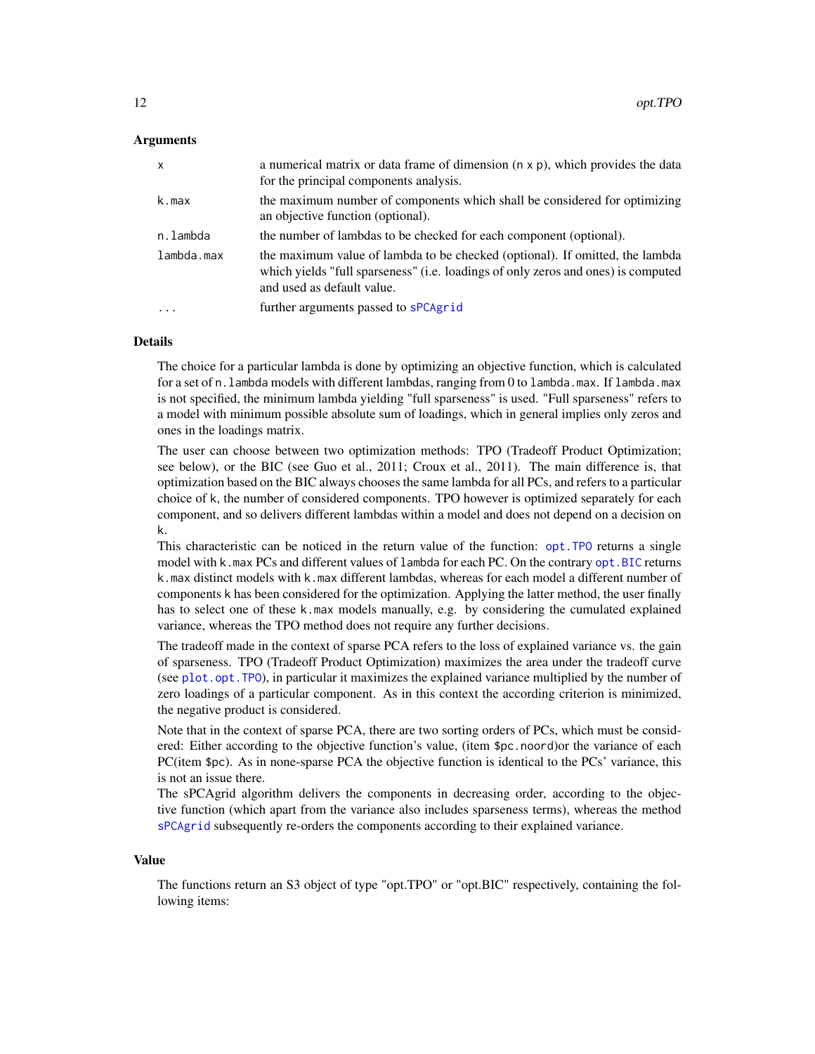### Arguments

| | |
|---|---|
| `x` | a numerical matrix or data frame of dimension (`n` x `p`), which provides the data for the principal components analysis. |
| `k.max` | the maximum number of components which shall be considered for optimizing an objective function (optional). |
| `n.lambda` | the number of lambdas to be checked for each component (optional). |
| `lambda.max` | the maximum value of lambda to be checked (optional). If omitted, the lambda which yields "full sparseness" (i.e. loadings of only zeros and ones) is computed and used as default value. |
| `...` | further arguments passed to `sPCAgrid` |

### Details

The choice for a particular lambda is done by optimizing an objective function, which is calculated for a set of `n.lambda` models with different lambdas, ranging from 0 to `lambda.max`. If `lambda.max` is not specified, the minimum lambda yielding "full sparseness" is used. "Full sparseness" refers to a model with minimum possible absolute sum of loadings, which in general implies only zeros and ones in the loadings matrix.

The user can choose between two optimization methods: TPO (Tradeoff Product Optimization; see below), or the BIC (see Guo et al., 2011; Croux et al., 2011). The main difference is, that optimization based on the BIC always chooses the same lambda for all PCs, and refers to a particular choice of `k`, the number of considered components. TPO however is optimized separately for each component, and so delivers different lambdas within a model and does not depend on a decision on `k`.

This characteristic can be noticed in the return value of the function: `opt.TPO` returns a single model with `k.max` PCs and different values of `lambda` for each PC. On the contrary `opt.BIC` returns `k.max` distinct models with `k.max` different lambdas, whereas for each model a different number of components `k` has been considered for the optimization. Applying the latter method, the user finally has to select one of these `k.max` models manually, e.g. by considering the cumulated explained variance, whereas the TPO method does not require any further decisions.

The tradeoff made in the context of sparse PCA refers to the loss of explained variance vs. the gain of sparseness. TPO (Tradeoff Product Optimization) maximizes the area under the tradeoff curve (see `plot.opt.TPO`), in particular it maximizes the explained variance multiplied by the number of zero loadings of a particular component. As in this context the according criterion is minimized, the negative product is considered.

Note that in the context of sparse PCA, there are two sorting orders of PCs, which must be considered: Either according to the objective function's value, (item `$pc.noord`)or the variance of each PC(item `$pc`). As in none-sparse PCA the objective function is identical to the PCs' variance, this is not an issue there.

The sPCAgrid algorithm delivers the components in decreasing order, according to the objective function (which apart from the variance also includes sparseness terms), whereas the method `sPCAgrid` subsequently re-orders the components according to their explained variance.

### Value

The functions return an S3 object of type "opt.TPO" or "opt.BIC" respectively, containing the following items: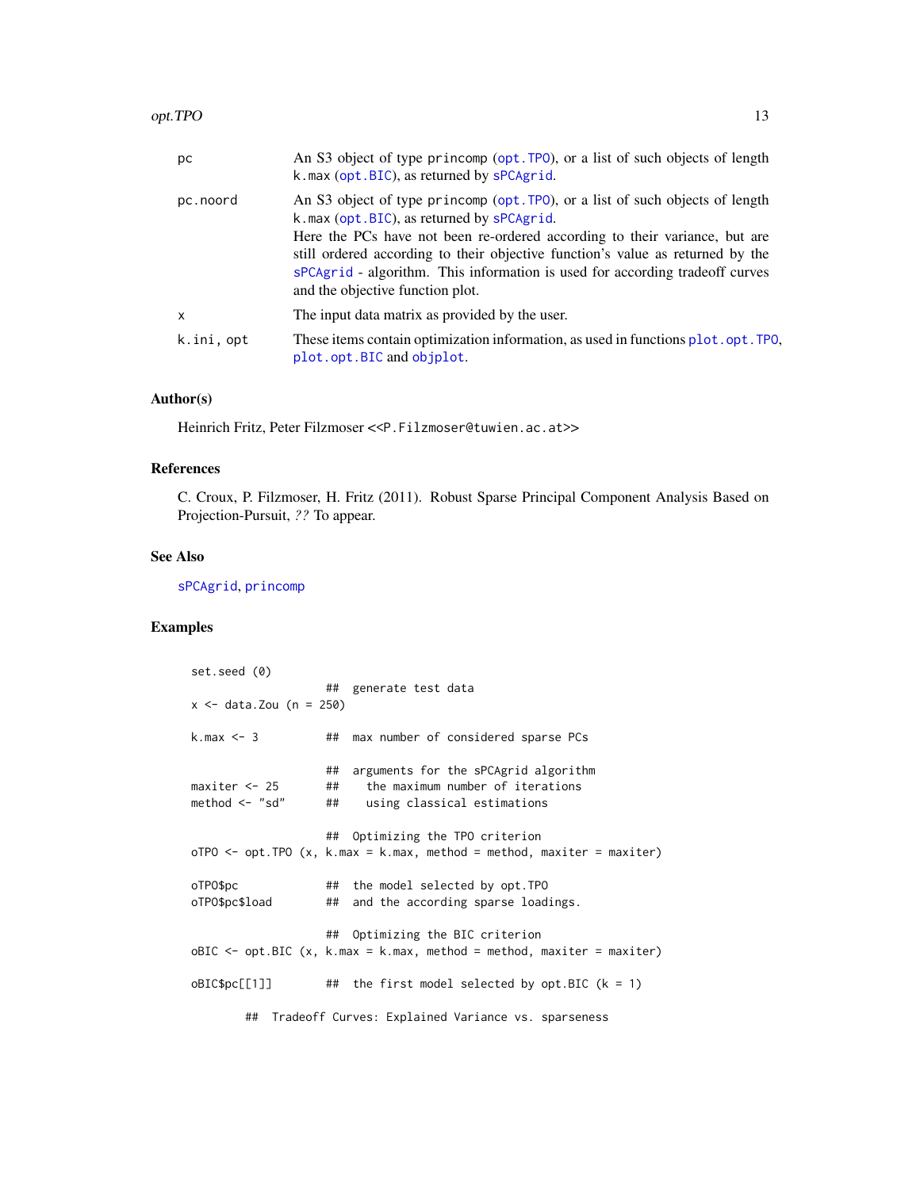| | |
|---|---|
| pc | An S3 object of type princomp (opt.TPO), or a list of such objects of length k.max (opt.BIC), as returned by sPCAgrid. |
| pc.noord | An S3 object of type princomp (opt.TPO), or a list of such objects of length k.max (opt.BIC), as returned by sPCAgrid. Here the PCs have not been re-ordered according to their variance, but are still ordered according to their objective function's value as returned by the sPCAgrid - algorithm. This information is used for according tradeoff curves and the objective function plot. |
| x | The input data matrix as provided by the user. |
| k.ini, opt | These items contain optimization information, as used in functions plot.opt.TPO, plot.opt.BIC and objplot. |

### Author(s)

Heinrich Fritz, Peter Filzmoser <<P.Filzmoser@tuwien.ac.at>>

### References

C. Croux, P. Filzmoser, H. Fritz (2011). Robust Sparse Principal Component Analysis Based on Projection-Pursuit, *??* To appear.

### See Also

sPCAgrid, princomp

### Examples

```
set.seed (0)
                    ##  generate test data
x <- data.Zou (n = 250)

k.max <- 3          ##  max number of considered sparse PCs

                    ##  arguments for the sPCAgrid algorithm
maxiter <- 25       ##    the maximum number of iterations
method <- "sd"      ##    using classical estimations

                    ##  Optimizing the TPO criterion
oTPO <- opt.TPO (x, k.max = k.max, method = method, maxiter = maxiter)

oTPO$pc             ##  the model selected by opt.TPO
oTPO$pc$load        ##  and the according sparse loadings.

                    ##  Optimizing the BIC criterion
oBIC <- opt.BIC (x, k.max = k.max, method = method, maxiter = maxiter)

oBIC$pc[[1]]        ##  the first model selected by opt.BIC (k = 1)

        ##  Tradeoff Curves: Explained Variance vs. sparseness
```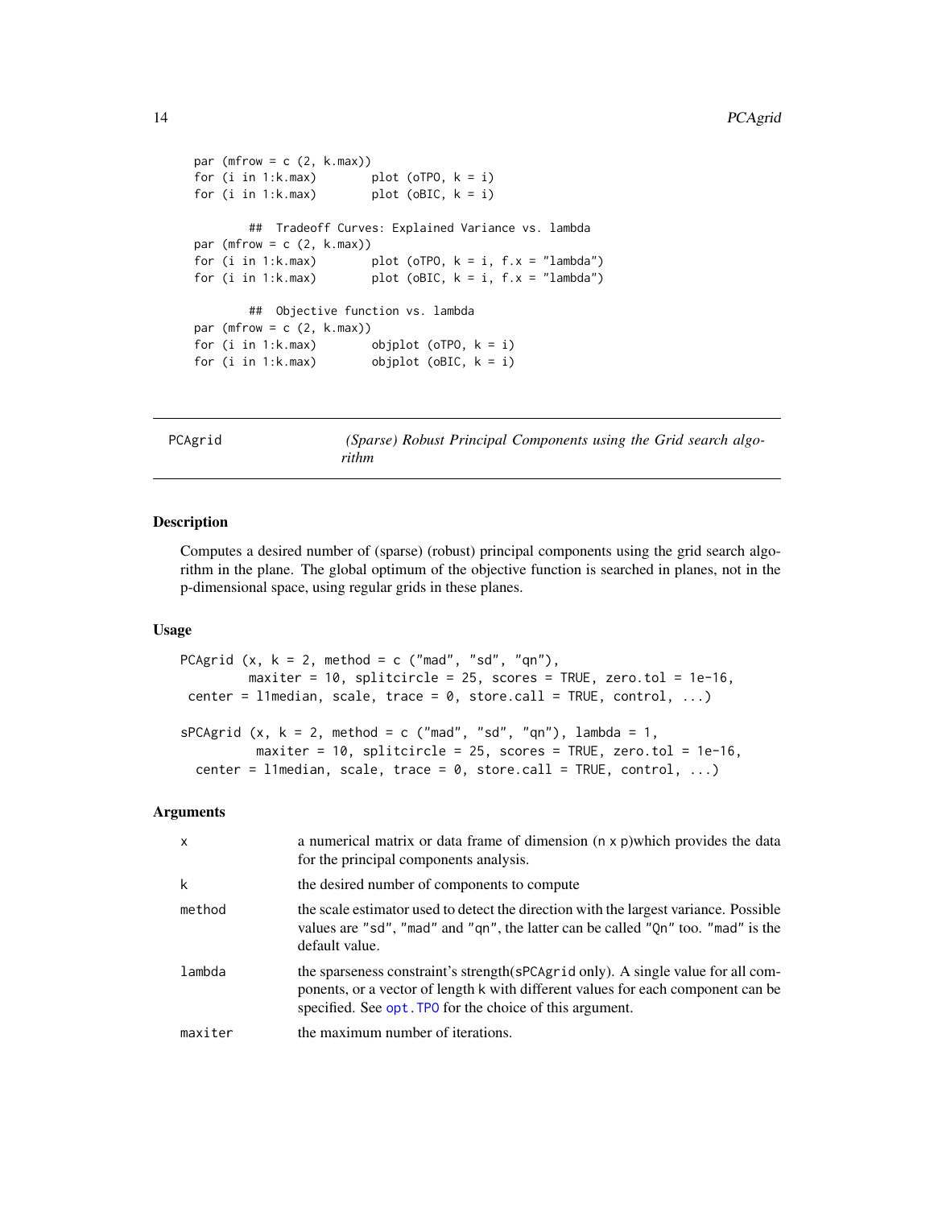```
par (mfrow = c (2, k.max))
for (i in 1:k.max)       plot (oTPO, k = i)
for (i in 1:k.max)       plot (oBIC, k = i)

        ##  Tradeoff Curves: Explained Variance vs. lambda
par (mfrow = c (2, k.max))
for (i in 1:k.max)       plot (oTPO, k = i, f.x = "lambda")
for (i in 1:k.max)       plot (oBIC, k = i, f.x = "lambda")

        ##  Objective function vs. lambda
par (mfrow = c (2, k.max))
for (i in 1:k.max)       objplot (oTPO, k = i)
for (i in 1:k.max)       objplot (oBIC, k = i)
```

---

## PCAgrid — *(Sparse) Robust Principal Components using the Grid search algorithm*

### Description

Computes a desired number of (sparse) (robust) principal components using the grid search algorithm in the plane. The global optimum of the objective function is searched in planes, not in the p-dimensional space, using regular grids in these planes.

### Usage

```
PCAgrid (x, k = 2, method = c ("mad", "sd", "qn"),
        maxiter = 10, splitcircle = 25, scores = TRUE, zero.tol = 1e-16,
 center = l1median, scale, trace = 0, store.call = TRUE, control, ...)

sPCAgrid (x, k = 2, method = c ("mad", "sd", "qn"), lambda = 1,
         maxiter = 10, splitcircle = 25, scores = TRUE, zero.tol = 1e-16,
  center = l1median, scale, trace = 0, store.call = TRUE, control, ...)
```

### Arguments

| | |
|---|---|
| `x` | a numerical matrix or data frame of dimension (n x p)which provides the data for the principal components analysis. |
| `k` | the desired number of components to compute |
| `method` | the scale estimator used to detect the direction with the largest variance. Possible values are "sd", "mad" and "qn", the latter can be called "Qn" too. "mad" is the default value. |
| `lambda` | the sparseness constraint's strength(sPCAgrid only). A single value for all components, or a vector of length k with different values for each component can be specified. See `opt.TPO` for the choice of this argument. |
| `maxiter` | the maximum number of iterations. |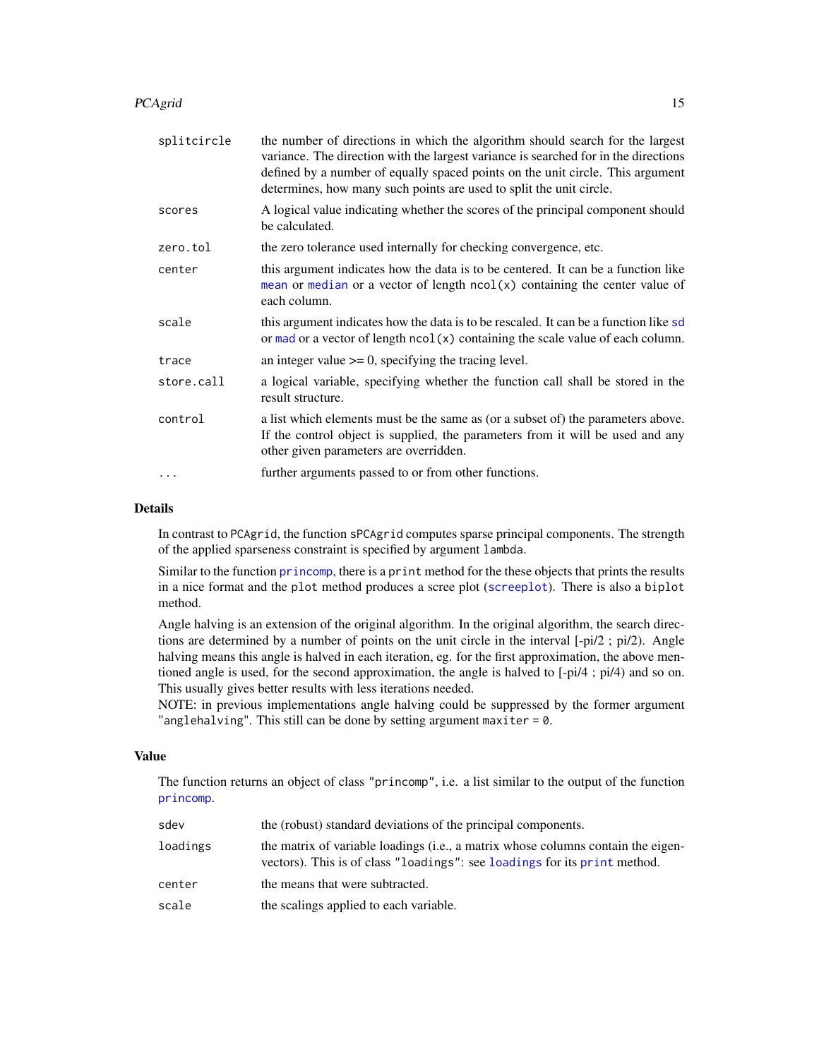| | |
|---|---|
| `splitcircle` | the number of directions in which the algorithm should search for the largest variance. The direction with the largest variance is searched for in the directions defined by a number of equally spaced points on the unit circle. This argument determines, how many such points are used to split the unit circle. |
| `scores` | A logical value indicating whether the scores of the principal component should be calculated. |
| `zero.tol` | the zero tolerance used internally for checking convergence, etc. |
| `center` | this argument indicates how the data is to be centered. It can be a function like `mean` or `median` or a vector of length `ncol(x)` containing the center value of each column. |
| `scale` | this argument indicates how the data is to be rescaled. It can be a function like `sd` or `mad` or a vector of length `ncol(x)` containing the scale value of each column. |
| `trace` | an integer value >= 0, specifying the tracing level. |
| `store.call` | a logical variable, specifying whether the function call shall be stored in the result structure. |
| `control` | a list which elements must be the same as (or a subset of) the parameters above. If the control object is supplied, the parameters from it will be used and any other given parameters are overridden. |
| `...` | further arguments passed to or from other functions. |

## Details

In contrast to `PCAgrid`, the function `sPCAgrid` computes sparse principal components. The strength of the applied sparseness constraint is specified by argument `lambda`.

Similar to the function `princomp`, there is a `print` method for the these objects that prints the results in a nice format and the `plot` method produces a scree plot (`screeplot`). There is also a `biplot` method.

Angle halving is an extension of the original algorithm. In the original algorithm, the search directions are determined by a number of points on the unit circle in the interval [-pi/2 ; pi/2). Angle halving means this angle is halved in each iteration, eg. for the first approximation, the above mentioned angle is used, for the second approximation, the angle is halved to [-pi/4 ; pi/4) and so on. This usually gives better results with less iterations needed.

NOTE: in previous implementations angle halving could be suppressed by the former argument `"anglehalving"`. This still can be done by setting argument `maxiter = 0`.

## Value

The function returns an object of class `"princomp"`, i.e. a list similar to the output of the function `princomp`.

| | |
|---|---|
| `sdev` | the (robust) standard deviations of the principal components. |
| `loadings` | the matrix of variable loadings (i.e., a matrix whose columns contain the eigenvectors). This is of class `"loadings"`: see `loadings` for its `print` method. |
| `center` | the means that were subtracted. |
| `scale` | the scalings applied to each variable. |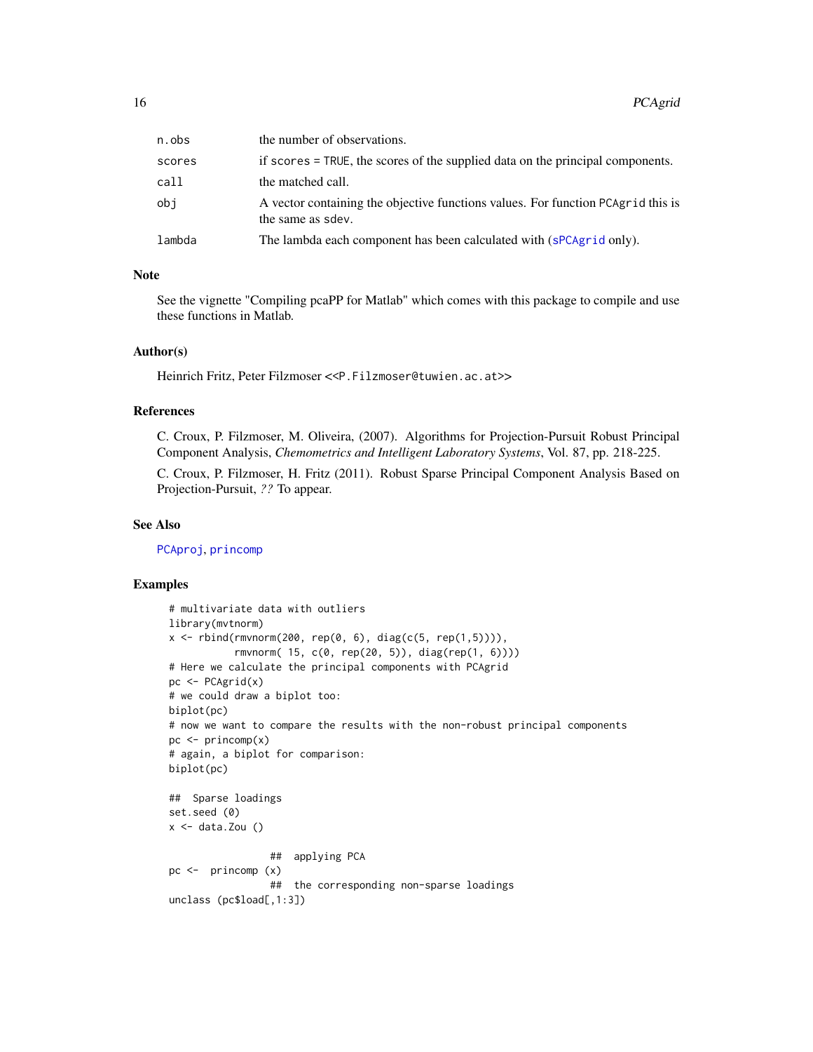| | |
|---|---|
| n.obs | the number of observations. |
| scores | if scores = TRUE, the scores of the supplied data on the principal components. |
| call | the matched call. |
| obj | A vector containing the objective functions values. For function PCAgrid this is the same as sdev. |
| lambda | The lambda each component has been calculated with (sPCAgrid only). |

## Note

See the vignette "Compiling pcaPP for Matlab" which comes with this package to compile and use these functions in Matlab.

## Author(s)

Heinrich Fritz, Peter Filzmoser <<P.Filzmoser@tuwien.ac.at>>

## References

C. Croux, P. Filzmoser, M. Oliveira, (2007). Algorithms for Projection-Pursuit Robust Principal Component Analysis, *Chemometrics and Intelligent Laboratory Systems*, Vol. 87, pp. 218-225.

C. Croux, P. Filzmoser, H. Fritz (2011). Robust Sparse Principal Component Analysis Based on Projection-Pursuit, *??* To appear.

## See Also

PCAproj, princomp

## Examples

```
# multivariate data with outliers
library(mvtnorm)
x <- rbind(rmvnorm(200, rep(0, 6), diag(c(5, rep(1,5)))),
           rmvnorm( 15, c(0, rep(20, 5)), diag(rep(1, 6))))
# Here we calculate the principal components with PCAgrid
pc <- PCAgrid(x)
# we could draw a biplot too:
biplot(pc)
# now we want to compare the results with the non-robust principal components
pc <- princomp(x)
# again, a biplot for comparison:
biplot(pc)

##  Sparse loadings
set.seed (0)
x <- data.Zou ()

                 ##  applying PCA
pc <-  princomp (x)
                 ##  the corresponding non-sparse loadings
unclass (pc$load[,1:3])
```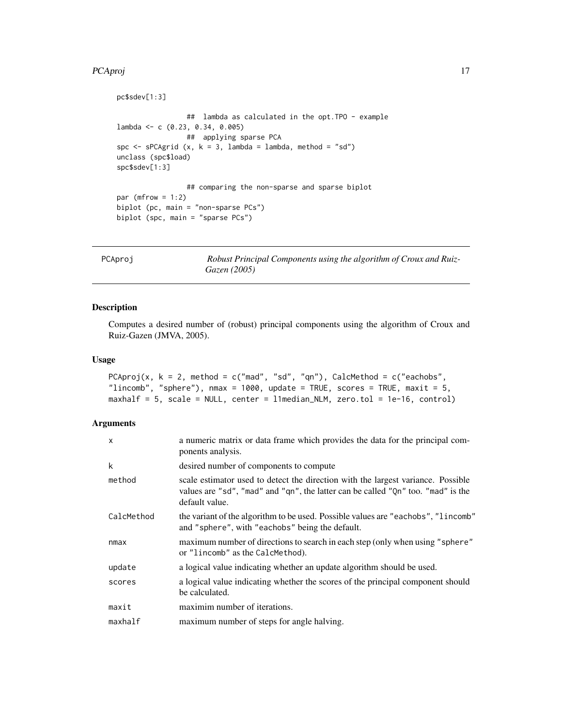```
pc$sdev[1:3]

                 ##  lambda as calculated in the opt.TPO - example
lambda <- c (0.23, 0.34, 0.005)
                 ##  applying sparse PCA
spc <- sPCAgrid (x, k = 3, lambda = lambda, method = "sd")
unclass (spc$load)
spc$sdev[1:3]

                 ## comparing the non-sparse and sparse biplot
par (mfrow = 1:2)
biplot (pc, main = "non-sparse PCs")
biplot (spc, main = "sparse PCs")
```

---

## PCAproj — *Robust Principal Components using the algorithm of Croux and Ruiz-Gazen (2005)*

---

### Description

Computes a desired number of (robust) principal components using the algorithm of Croux and Ruiz-Gazen (JMVA, 2005).

### Usage

```
PCAproj(x, k = 2, method = c("mad", "sd", "qn"), CalcMethod = c("eachobs",
"lincomb", "sphere"), nmax = 1000, update = TRUE, scores = TRUE, maxit = 5,
maxhalf = 5, scale = NULL, center = l1median_NLM, zero.tol = 1e-16, control)
```

### Arguments

| | |
|---|---|
| `x` | a numeric matrix or data frame which provides the data for the principal components analysis. |
| `k` | desired number of components to compute |
| `method` | scale estimator used to detect the direction with the largest variance. Possible values are `"sd"`, `"mad"` and `"qn"`, the latter can be called `"Qn"` too. `"mad"` is the default value. |
| `CalcMethod` | the variant of the algorithm to be used. Possible values are `"eachobs"`, `"lincomb"` and `"sphere"`, with `"eachobs"` being the default. |
| `nmax` | maximum number of directions to search in each step (only when using `"sphere"` or `"lincomb"` as the `CalcMethod`). |
| `update` | a logical value indicating whether an update algorithm should be used. |
| `scores` | a logical value indicating whether the scores of the principal component should be calculated. |
| `maxit` | maximim number of iterations. |
| `maxhalf` | maximum number of steps for angle halving. |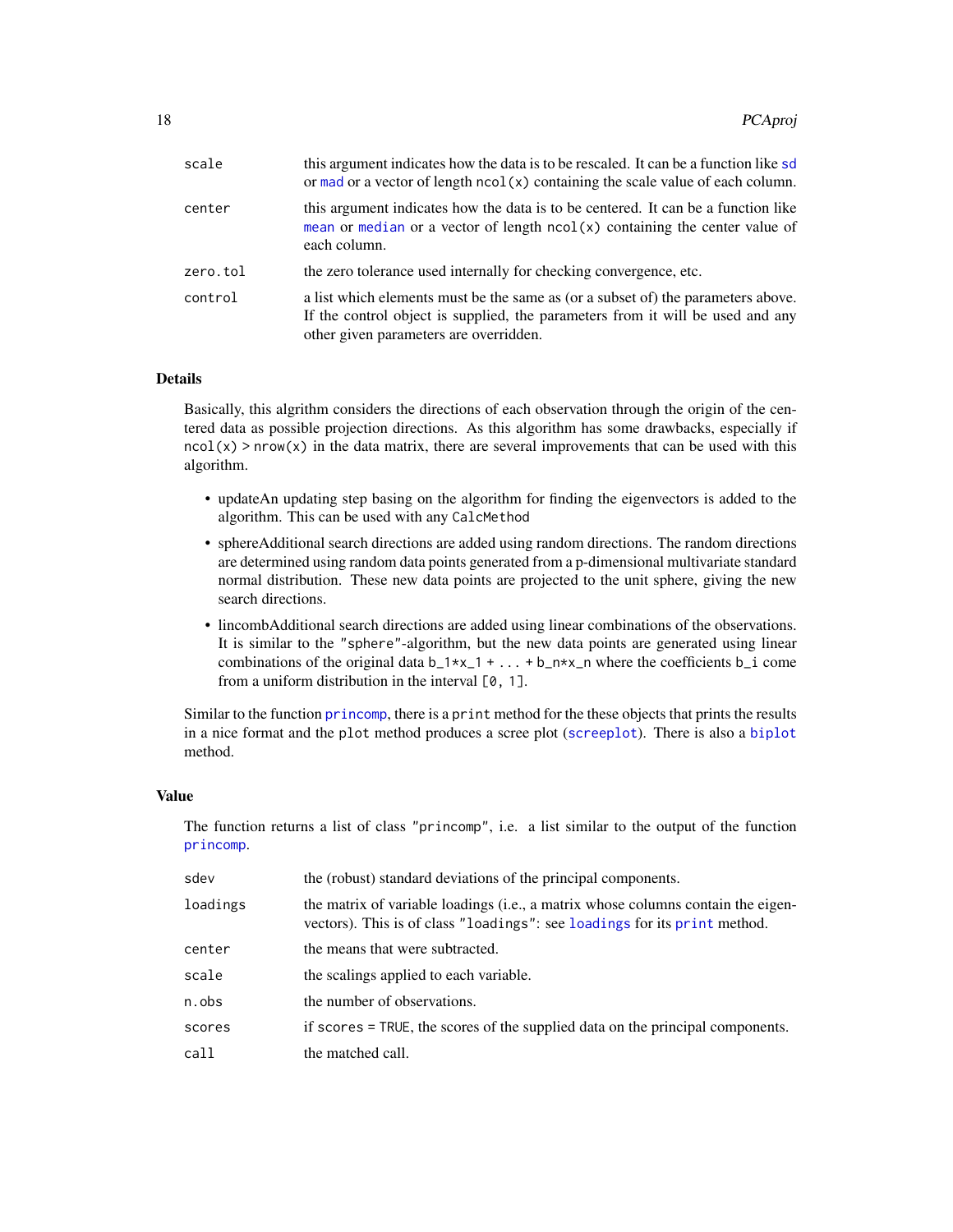| | |
|---|---|
| `scale` | this argument indicates how the data is to be rescaled. It can be a function like `sd` or `mad` or a vector of length `ncol(x)` containing the scale value of each column. |
| `center` | this argument indicates how the data is to be centered. It can be a function like `mean` or `median` or a vector of length `ncol(x)` containing the center value of each column. |
| `zero.tol` | the zero tolerance used internally for checking convergence, etc. |
| `control` | a list which elements must be the same as (or a subset of) the parameters above. If the control object is supplied, the parameters from it will be used and any other given parameters are overridden. |

## Details

Basically, this algrithm considers the directions of each observation through the origin of the centered data as possible projection directions. As this algorithm has some drawbacks, especially if `ncol(x) > nrow(x)` in the data matrix, there are several improvements that can be used with this algorithm.

- updateAn updating step basing on the algorithm for finding the eigenvectors is added to the algorithm. This can be used with any `CalcMethod`
- sphereAdditional search directions are added using random directions. The random directions are determined using random data points generated from a p-dimensional multivariate standard normal distribution. These new data points are projected to the unit sphere, giving the new search directions.
- lincombAdditional search directions are added using linear combinations of the observations. It is similar to the `"sphere"`-algorithm, but the new data points are generated using linear combinations of the original data `b_1*x_1 + ... + b_n*x_n` where the coefficients `b_i` come from a uniform distribution in the interval `[0, 1]`.

Similar to the function `princomp`, there is a `print` method for the these objects that prints the results in a nice format and the `plot` method produces a scree plot (`screeplot`). There is also a `biplot` method.

## Value

The function returns a list of class `"princomp"`, i.e. a list similar to the output of the function `princomp`.

| | |
|---|---|
| `sdev` | the (robust) standard deviations of the principal components. |
| `loadings` | the matrix of variable loadings (i.e., a matrix whose columns contain the eigenvectors). This is of class `"loadings"`: see `loadings` for its `print` method. |
| `center` | the means that were subtracted. |
| `scale` | the scalings applied to each variable. |
| `n.obs` | the number of observations. |
| `scores` | if `scores = TRUE`, the scores of the supplied data on the principal components. |
| `call` | the matched call. |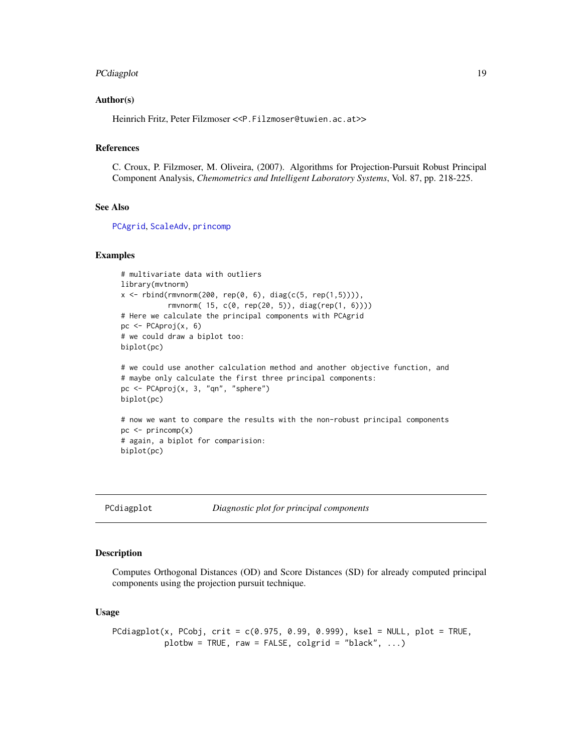### Author(s)

Heinrich Fritz, Peter Filzmoser <<P.Filzmoser@tuwien.ac.at>>

### References

C. Croux, P. Filzmoser, M. Oliveira, (2007). Algorithms for Projection-Pursuit Robust Principal Component Analysis, *Chemometrics and Intelligent Laboratory Systems*, Vol. 87, pp. 218-225.

### See Also

PCAgrid, ScaleAdv, princomp

### Examples

```
# multivariate data with outliers
library(mvtnorm)
x <- rbind(rmvnorm(200, rep(0, 6), diag(c(5, rep(1,5)))),
           rmvnorm( 15, c(0, rep(20, 5)), diag(rep(1, 6))))
# Here we calculate the principal components with PCAgrid
pc <- PCAproj(x, 6)
# we could draw a biplot too:
biplot(pc)

# we could use another calculation method and another objective function, and
# maybe only calculate the first three principal components:
pc <- PCAproj(x, 3, "qn", "sphere")
biplot(pc)

# now we want to compare the results with the non-robust principal components
pc <- princomp(x)
# again, a biplot for comparision:
biplot(pc)
```

---

## PCdiagplot — *Diagnostic plot for principal components*

### Description

Computes Orthogonal Distances (OD) and Score Distances (SD) for already computed principal components using the projection pursuit technique.

### Usage

```
PCdiagplot(x, PCobj, crit = c(0.975, 0.99, 0.999), ksel = NULL, plot = TRUE,
           plotbw = TRUE, raw = FALSE, colgrid = "black", ...)
```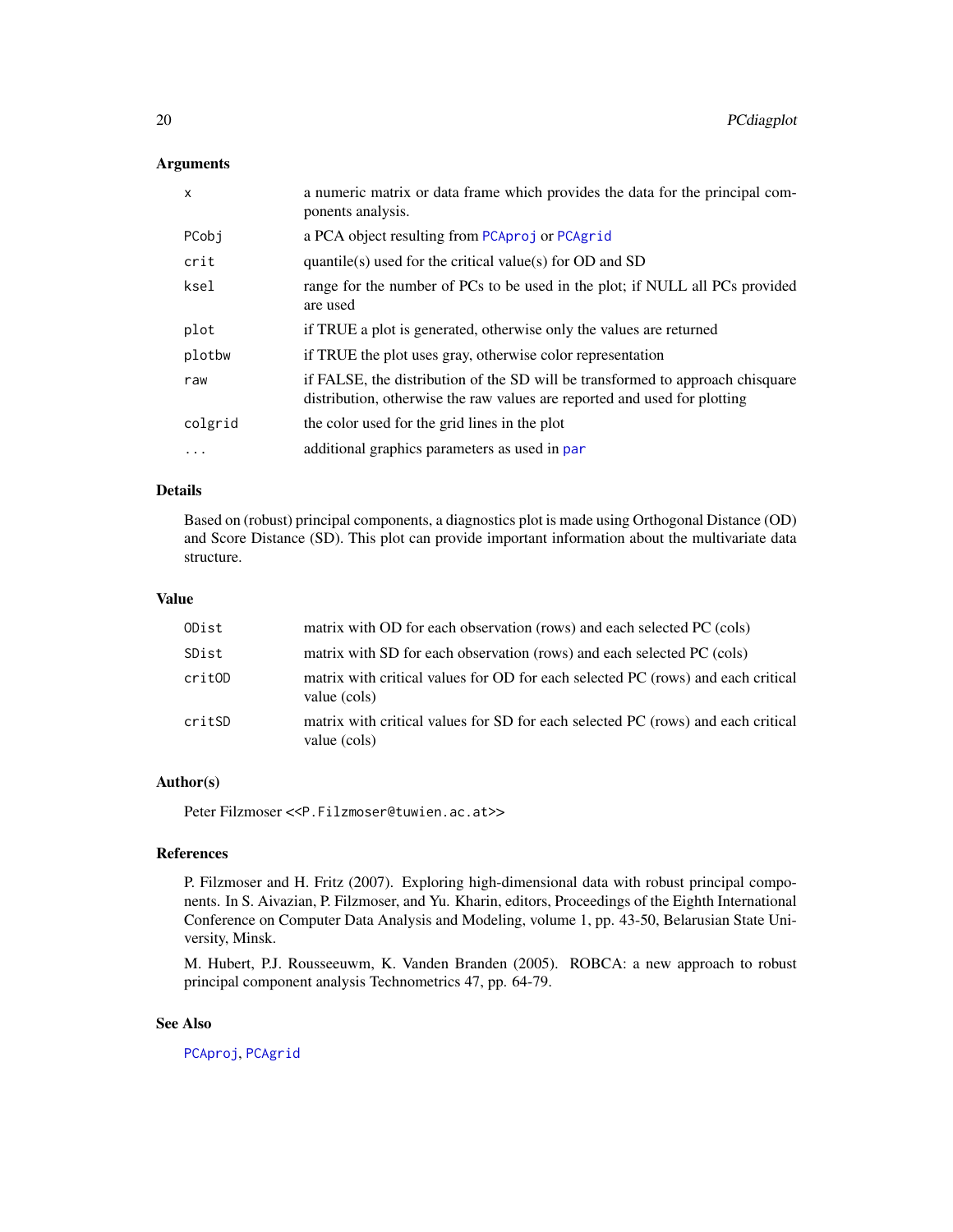### Arguments

| | |
|---|---|
| `x` | a numeric matrix or data frame which provides the data for the principal components analysis. |
| `PCobj` | a PCA object resulting from `PCAproj` or `PCAgrid` |
| `crit` | quantile(s) used for the critical value(s) for OD and SD |
| `ksel` | range for the number of PCs to be used in the plot; if NULL all PCs provided are used |
| `plot` | if TRUE a plot is generated, otherwise only the values are returned |
| `plotbw` | if TRUE the plot uses gray, otherwise color representation |
| `raw` | if FALSE, the distribution of the SD will be transformed to approach chisquare distribution, otherwise the raw values are reported and used for plotting |
| `colgrid` | the color used for the grid lines in the plot |
| `...` | additional graphics parameters as used in `par` |

### Details

Based on (robust) principal components, a diagnostics plot is made using Orthogonal Distance (OD) and Score Distance (SD). This plot can provide important information about the multivariate data structure.

### Value

| | |
|---|---|
| `ODist` | matrix with OD for each observation (rows) and each selected PC (cols) |
| `SDist` | matrix with SD for each observation (rows) and each selected PC (cols) |
| `critOD` | matrix with critical values for OD for each selected PC (rows) and each critical value (cols) |
| `critSD` | matrix with critical values for SD for each selected PC (rows) and each critical value (cols) |

### Author(s)

Peter Filzmoser <`<P.Filzmoser@tuwien.ac.at>`>

### References

P. Filzmoser and H. Fritz (2007). Exploring high-dimensional data with robust principal components. In S. Aivazian, P. Filzmoser, and Yu. Kharin, editors, Proceedings of the Eighth International Conference on Computer Data Analysis and Modeling, volume 1, pp. 43-50, Belarusian State University, Minsk.

M. Hubert, P.J. Rousseeuwm, K. Vanden Branden (2005). ROBCA: a new approach to robust principal component analysis Technometrics 47, pp. 64-79.

### See Also

`PCAproj`, `PCAgrid`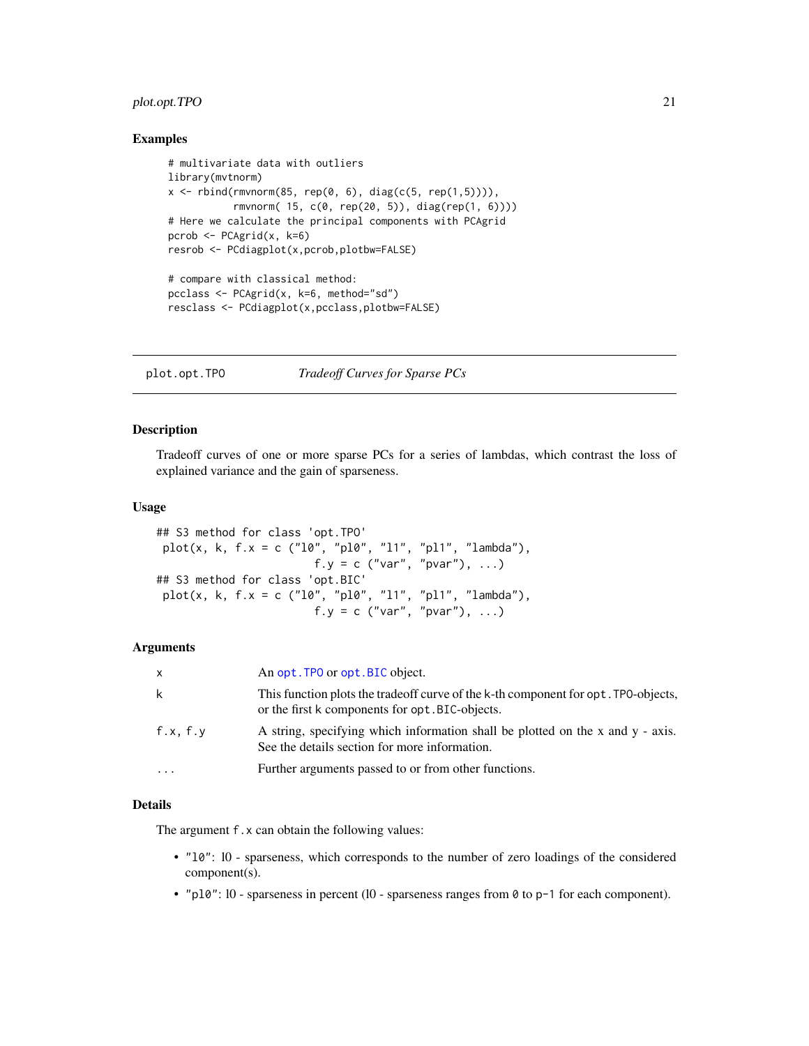## Examples

```
# multivariate data with outliers
library(mvtnorm)
x <- rbind(rmvnorm(85, rep(0, 6), diag(c(5, rep(1,5)))),
           rmvnorm( 15, c(0, rep(20, 5)), diag(rep(1, 6))))
# Here we calculate the principal components with PCAgrid
pcrob <- PCAgrid(x, k=6)
resrob <- PCdiagplot(x,pcrob,plotbw=FALSE)

# compare with classical method:
pcclass <- PCAgrid(x, k=6, method="sd")
resclass <- PCdiagplot(x,pcclass,plotbw=FALSE)
```

---

# plot.opt.TPO — *Tradeoff Curves for Sparse PCs*

---

## Description

Tradeoff curves of one or more sparse PCs for a series of lambdas, which contrast the loss of explained variance and the gain of sparseness.

## Usage

```
## S3 method for class 'opt.TPO'
 plot(x, k, f.x = c ("l0", "pl0", "l1", "pl1", "lambda"),
                         f.y = c ("var", "pvar"), ...)
## S3 method for class 'opt.BIC'
 plot(x, k, f.x = c ("l0", "pl0", "l1", "pl1", "lambda"),
                         f.y = c ("var", "pvar"), ...)
```

## Arguments

| | |
|---|---|
| `x` | An `opt.TPO` or `opt.BIC` object. |
| `k` | This function plots the tradeoff curve of the k-th component for `opt.TPO`-objects, or the first k components for `opt.BIC`-objects. |
| `f.x, f.y` | A string, specifying which information shall be plotted on the x and y - axis. See the details section for more information. |
| `...` | Further arguments passed to or from other functions. |

## Details

The argument `f.x` can obtain the following values:

- `"l0"`: l0 - sparseness, which corresponds to the number of zero loadings of the considered component(s).
- `"pl0"`: l0 - sparseness in percent (l0 - sparseness ranges from `0` to `p-1` for each component).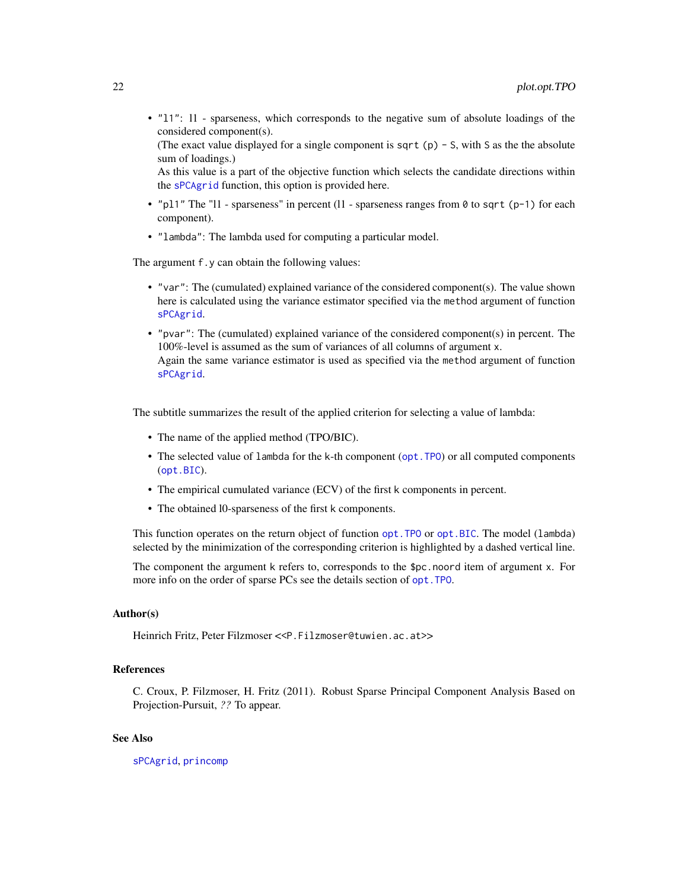- "l1": l1 - sparseness, which corresponds to the negative sum of absolute loadings of the considered component(s).
  (The exact value displayed for a single component is `sqrt (p) - S`, with `S` as the the absolute sum of loadings.)
  As this value is a part of the objective function which selects the candidate directions within the `sPCAgrid` function, this option is provided here.
- "pl1" The "l1 - sparseness" in percent (l1 - sparseness ranges from `0` to `sqrt (p-1)` for each component).
- "lambda": The lambda used for computing a particular model.

The argument `f.y` can obtain the following values:

- "var": The (cumulated) explained variance of the considered component(s). The value shown here is calculated using the variance estimator specified via the `method` argument of function `sPCAgrid`.
- "pvar": The (cumulated) explained variance of the considered component(s) in percent. The 100%-level is assumed as the sum of variances of all columns of argument `x`.
  Again the same variance estimator is used as specified via the `method` argument of function `sPCAgrid`.

The subtitle summarizes the result of the applied criterion for selecting a value of lambda:

- The name of the applied method (TPO/BIC).
- The selected value of `lambda` for the `k`-th component (`opt.TPO`) or all computed components (`opt.BIC`).
- The empirical cumulated variance (ECV) of the first `k` components in percent.
- The obtained l0-sparseness of the first `k` components.

This function operates on the return object of function `opt.TPO` or `opt.BIC`. The model (`lambda`) selected by the minimization of the corresponding criterion is highlighted by a dashed vertical line.

The component the argument `k` refers to, corresponds to the `$pc.noord` item of argument `x`. For more info on the order of sparse PCs see the details section of `opt.TPO`.

### Author(s)

Heinrich Fritz, Peter Filzmoser <<P.Filzmoser@tuwien.ac.at>>

### References

C. Croux, P. Filzmoser, H. Fritz (2011). Robust Sparse Principal Component Analysis Based on Projection-Pursuit, *??* To appear.

### See Also

`sPCAgrid`, `princomp`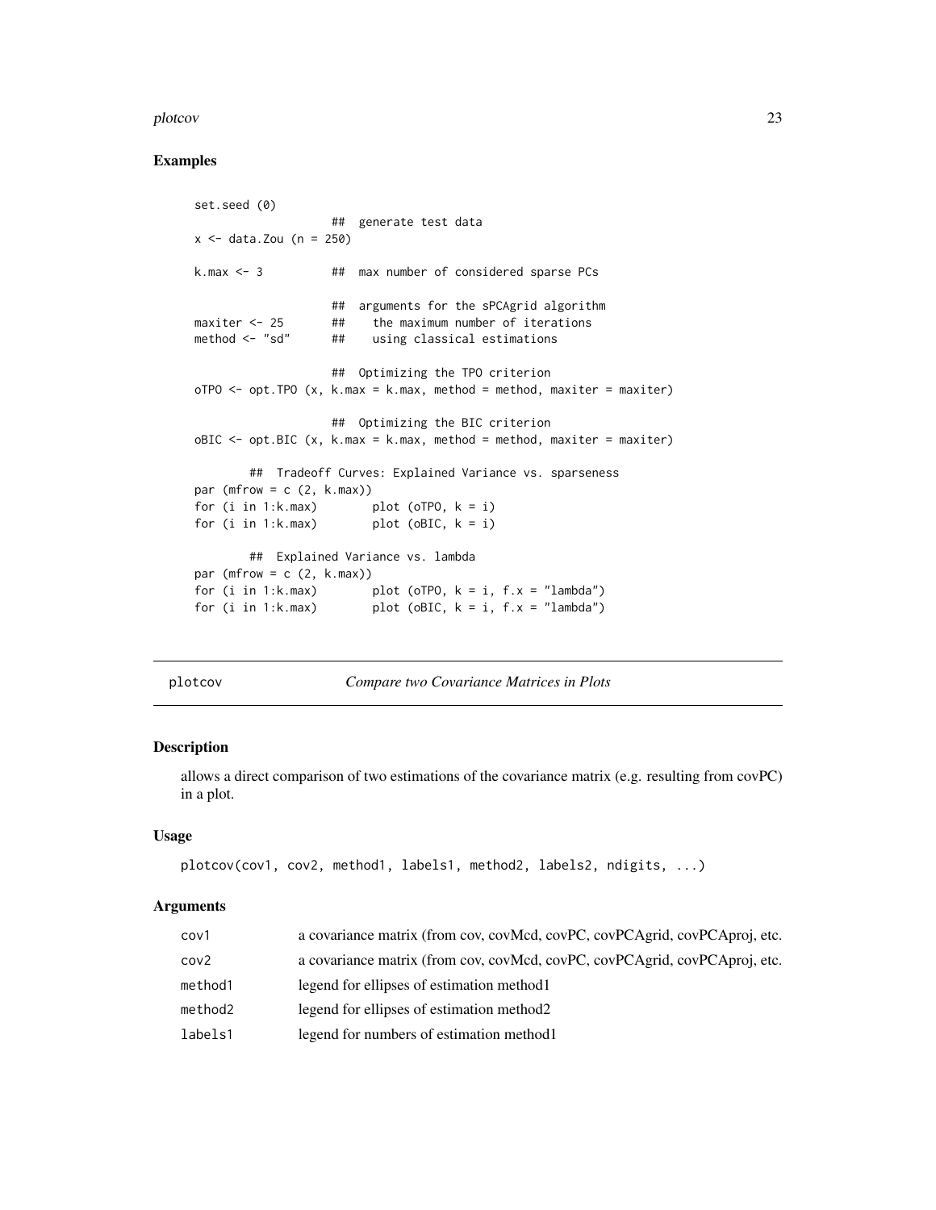### Examples

```
set.seed (0)
                    ##  generate test data
x <- data.Zou (n = 250)

k.max <- 3          ##  max number of considered sparse PCs

                    ##  arguments for the sPCAgrid algorithm
maxiter <- 25       ##    the maximum number of iterations
method <- "sd"      ##    using classical estimations

                    ##  Optimizing the TPO criterion
oTPO <- opt.TPO (x, k.max = k.max, method = method, maxiter = maxiter)

                    ##  Optimizing the BIC criterion
oBIC <- opt.BIC (x, k.max = k.max, method = method, maxiter = maxiter)

        ##  Tradeoff Curves: Explained Variance vs. sparseness
par (mfrow = c (2, k.max))
for (i in 1:k.max)        plot (oTPO, k = i)
for (i in 1:k.max)        plot (oBIC, k = i)

        ##  Explained Variance vs. lambda
par (mfrow = c (2, k.max))
for (i in 1:k.max)        plot (oTPO, k = i, f.x = "lambda")
for (i in 1:k.max)        plot (oBIC, k = i, f.x = "lambda")
```

## plotcov — *Compare two Covariance Matrices in Plots*

### Description

allows a direct comparison of two estimations of the covariance matrix (e.g. resulting from covPC) in a plot.

### Usage

```
plotcov(cov1, cov2, method1, labels1, method2, labels2, ndigits, ...)
```

### Arguments

| | |
|---|---|
| cov1 | a covariance matrix (from cov, covMcd, covPC, covPCAgrid, covPCAproj, etc. |
| cov2 | a covariance matrix (from cov, covMcd, covPC, covPCAgrid, covPCAproj, etc. |
| method1 | legend for ellipses of estimation method1 |
| method2 | legend for ellipses of estimation method2 |
| labels1 | legend for numbers of estimation method1 |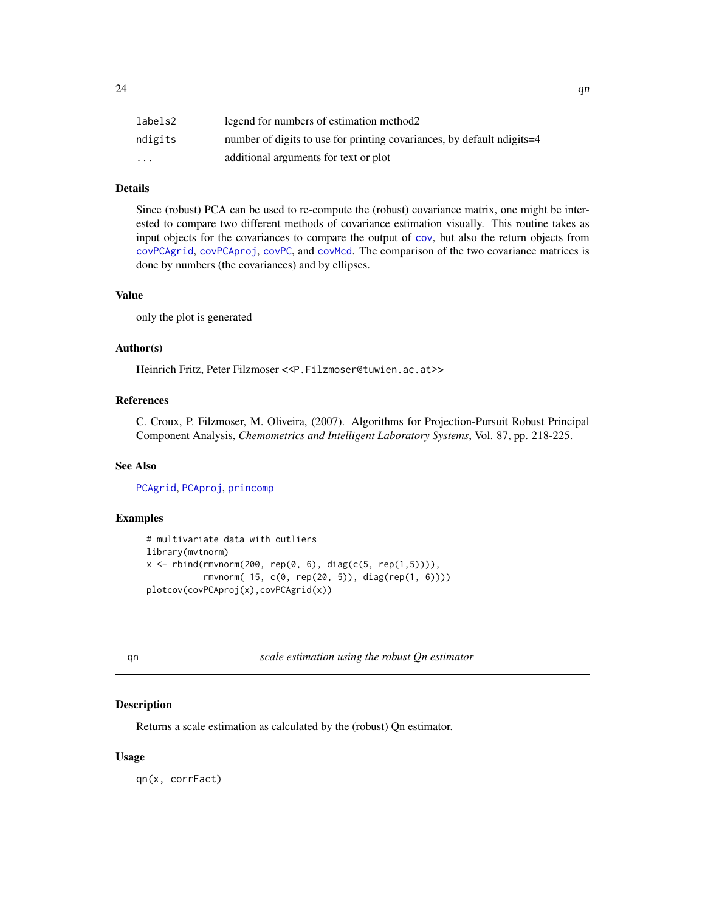| | |
|---|---|
| `labels2` | legend for numbers of estimation method2 |
| `ndigits` | number of digits to use for printing covariances, by default ndigits=4 |
| `...` | additional arguments for text or plot |

### Details

Since (robust) PCA can be used to re-compute the (robust) covariance matrix, one might be interested to compare two different methods of covariance estimation visually. This routine takes as input objects for the covariances to compare the output of `cov`, but also the return objects from `covPCAgrid`, `covPCAproj`, `covPC`, and `covMcd`. The comparison of the two covariance matrices is done by numbers (the covariances) and by ellipses.

### Value

only the plot is generated

### Author(s)

Heinrich Fritz, Peter Filzmoser <<P.Filzmoser@tuwien.ac.at>>

### References

C. Croux, P. Filzmoser, M. Oliveira, (2007). Algorithms for Projection-Pursuit Robust Principal Component Analysis, *Chemometrics and Intelligent Laboratory Systems*, Vol. 87, pp. 218-225.

### See Also

`PCAgrid`, `PCAproj`, `princomp`

### Examples

```
# multivariate data with outliers
library(mvtnorm)
x <- rbind(rmvnorm(200, rep(0, 6), diag(c(5, rep(1,5)))),
           rmvnorm( 15, c(0, rep(20, 5)), diag(rep(1, 6))))
plotcov(covPCAproj(x),covPCAgrid(x))
```

---

## qn — *scale estimation using the robust Qn estimator*

---

### Description

Returns a scale estimation as calculated by the (robust) Qn estimator.

### Usage

```
qn(x, corrFact)
```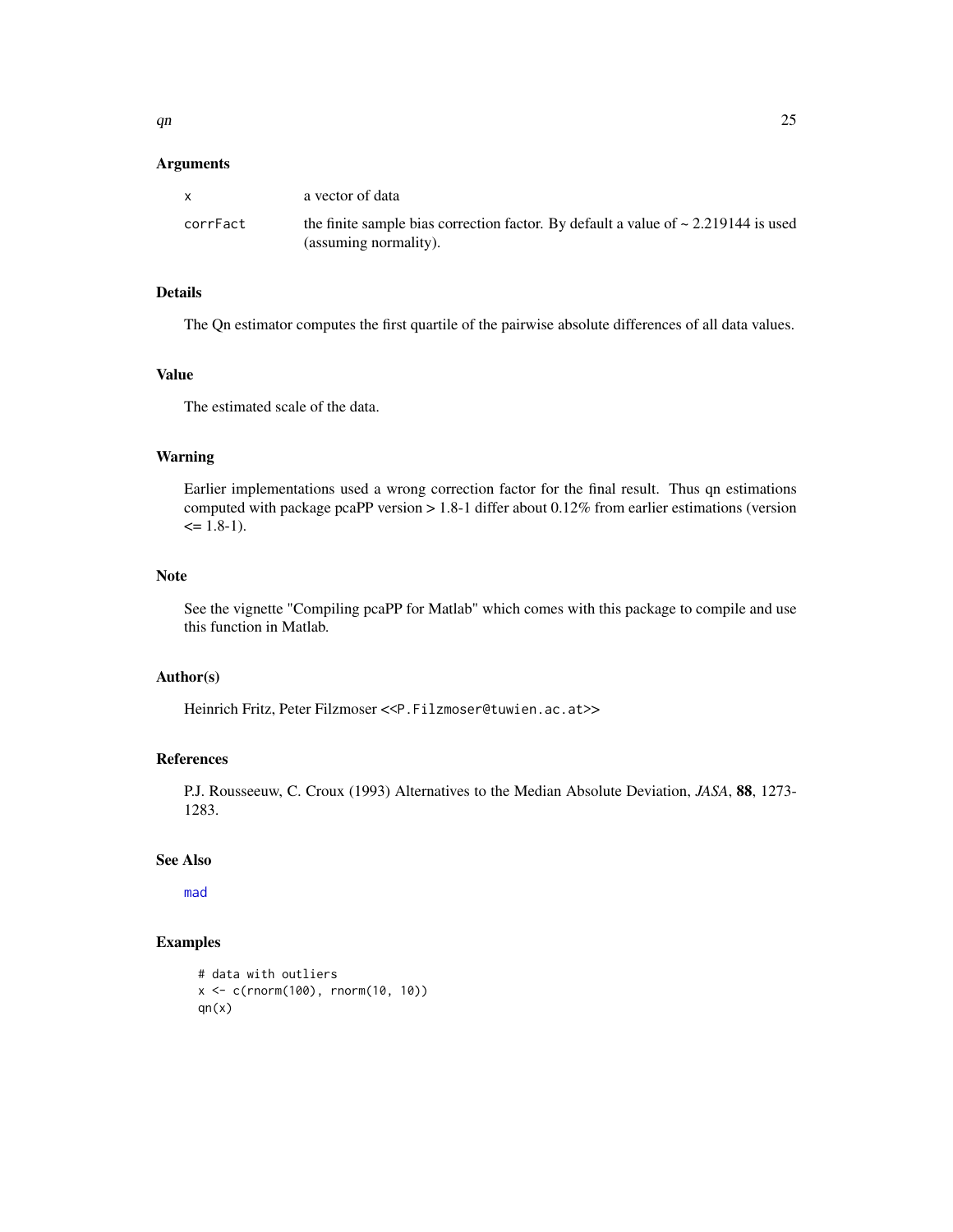## Arguments

| | |
|---|---|
| `x` | a vector of data |
| `corrFact` | the finite sample bias correction factor. By default a value of ~ 2.219144 is used (assuming normality). |

## Details

The Qn estimator computes the first quartile of the pairwise absolute differences of all data values.

## Value

The estimated scale of the data.

## Warning

Earlier implementations used a wrong correction factor for the final result. Thus qn estimations computed with package pcaPP version > 1.8-1 differ about 0.12% from earlier estimations (version <= 1.8-1).

## Note

See the vignette "Compiling pcaPP for Matlab" which comes with this package to compile and use this function in Matlab.

## Author(s)

Heinrich Fritz, Peter Filzmoser <<P.Filzmoser@tuwien.ac.at>>

## References

P.J. Rousseeuw, C. Croux (1993) Alternatives to the Median Absolute Deviation, *JASA*, **88**, 1273-1283.

## See Also

mad

## Examples

```
# data with outliers
x <- c(rnorm(100), rnorm(10, 10))
qn(x)
```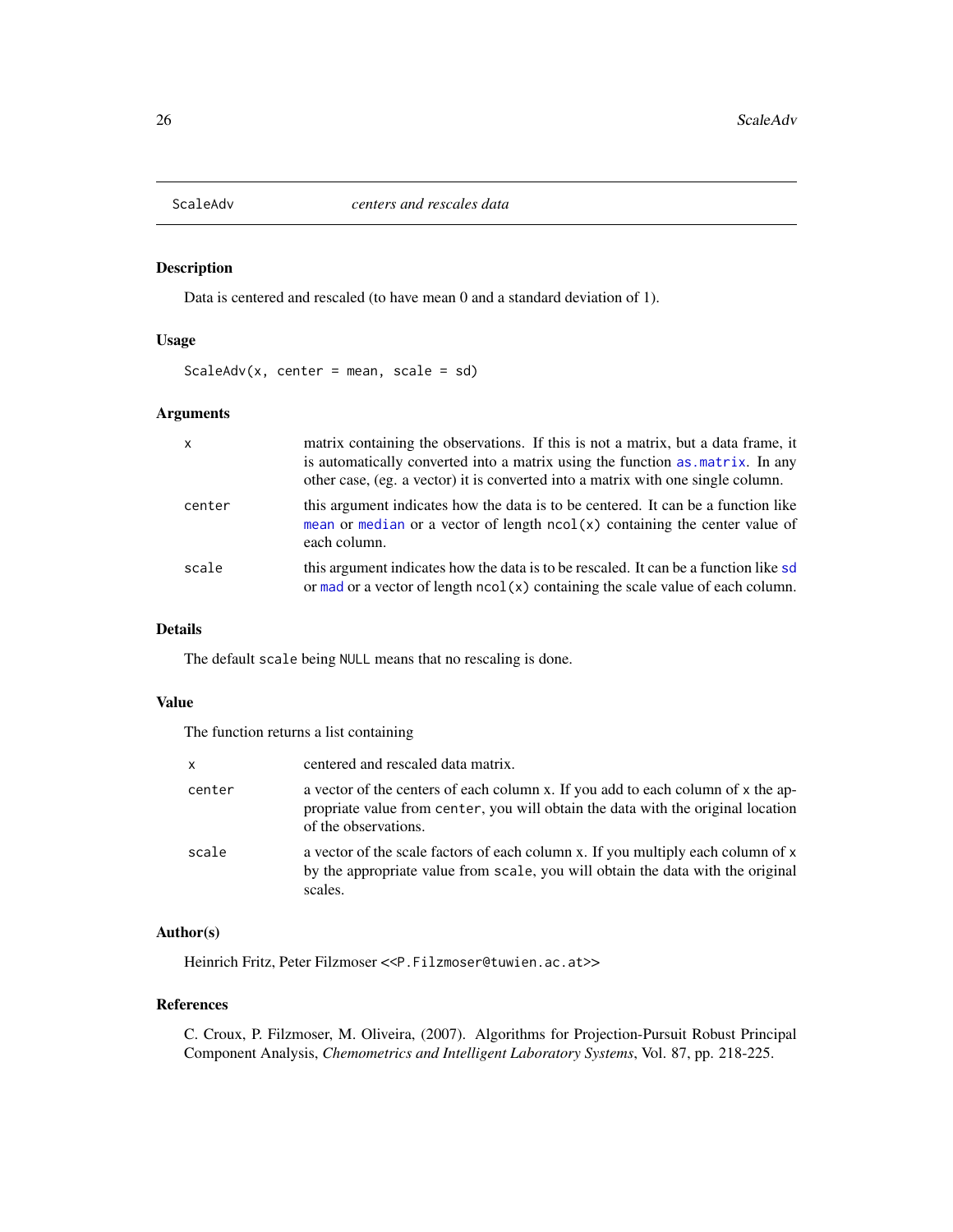## ScaleAdv *centers and rescales data*

### Description

Data is centered and rescaled (to have mean 0 and a standard deviation of 1).

### Usage

```
ScaleAdv(x, center = mean, scale = sd)
```

### Arguments

| | |
|---|---|
| `x` | matrix containing the observations. If this is not a matrix, but a data frame, it is automatically converted into a matrix using the function `as.matrix`. In any other case, (eg. a vector) it is converted into a matrix with one single column. |
| `center` | this argument indicates how the data is to be centered. It can be a function like `mean` or `median` or a vector of length `ncol(x)` containing the center value of each column. |
| `scale` | this argument indicates how the data is to be rescaled. It can be a function like `sd` or `mad` or a vector of length `ncol(x)` containing the scale value of each column. |

### Details

The default `scale` being `NULL` means that no rescaling is done.

### Value

The function returns a list containing

| | |
|---|---|
| `x` | centered and rescaled data matrix. |
| `center` | a vector of the centers of each column x. If you add to each column of `x` the appropriate value from `center`, you will obtain the data with the original location of the observations. |
| `scale` | a vector of the scale factors of each column x. If you multiply each column of `x` by the appropriate value from `scale`, you will obtain the data with the original scales. |

### Author(s)

Heinrich Fritz, Peter Filzmoser <<`P.Filzmoser@tuwien.ac.at`>>

### References

C. Croux, P. Filzmoser, M. Oliveira, (2007). Algorithms for Projection-Pursuit Robust Principal Component Analysis, *Chemometrics and Intelligent Laboratory Systems*, Vol. 87, pp. 218-225.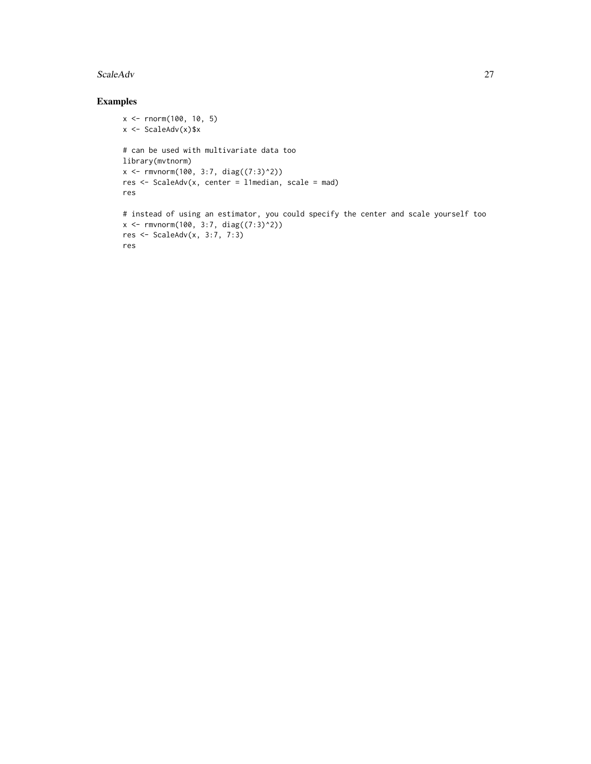## Examples

```
x <- rnorm(100, 10, 5)
x <- ScaleAdv(x)$x

# can be used with multivariate data too
library(mvtnorm)
x <- rmvnorm(100, 3:7, diag((7:3)^2))
res <- ScaleAdv(x, center = l1median, scale = mad)
res

# instead of using an estimator, you could specify the center and scale yourself too
x <- rmvnorm(100, 3:7, diag((7:3)^2))
res <- ScaleAdv(x, 3:7, 7:3)
res
```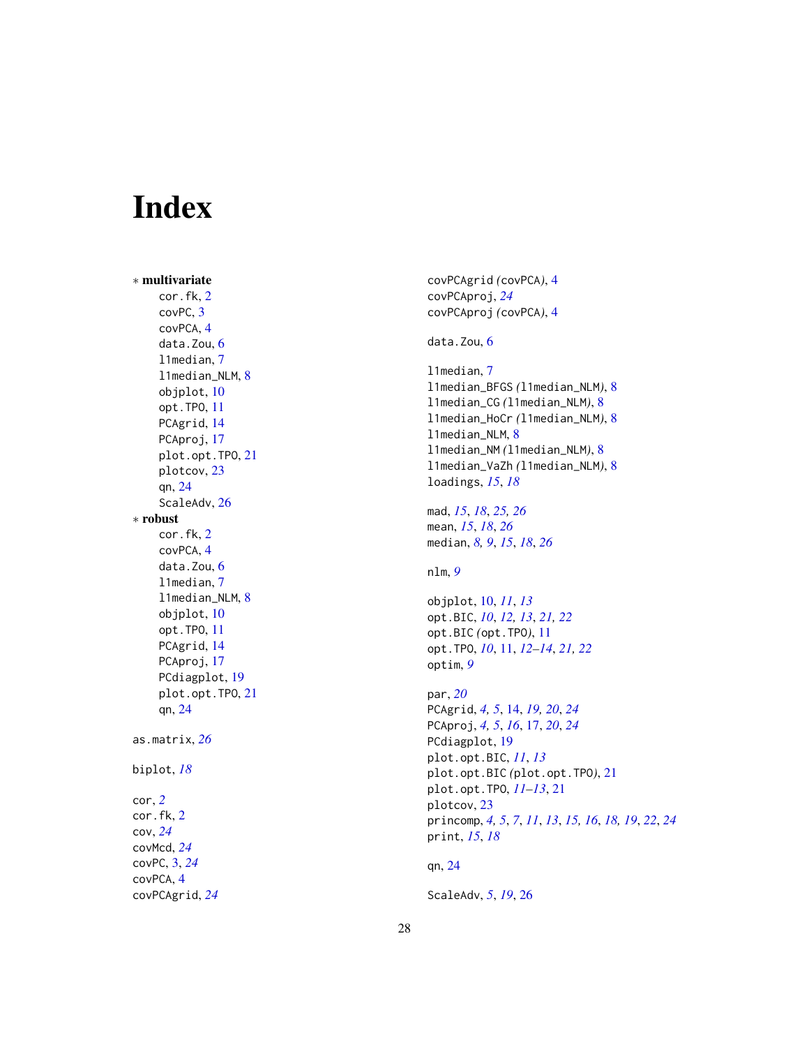# Index

∗ **multivariate**

cor.fk, 2
covPC, 3
covPCA, 4
data.Zou, 6
l1median, 7
l1median_NLM, 8
objplot, 10
opt.TPO, 11
PCAgrid, 14
PCAproj, 17
plot.opt.TPO, 21
plotcov, 23
qn, 24
ScaleAdv, 26

∗ **robust**

cor.fk, 2
covPCA, 4
data.Zou, 6
l1median, 7
l1median_NLM, 8
objplot, 10
opt.TPO, 11
PCAgrid, 14
PCAproj, 17
PCdiagplot, 19
plot.opt.TPO, 21
qn, 24

as.matrix, *26*

biplot, *18*

cor, *2*
cor.fk, 2
cov, *24*
covMcd, *24*
covPC, 3, *24*
covPCA, 4
covPCAgrid, *24*
covPCAgrid *(covPCA)*, 4
covPCAproj, *24*
covPCAproj *(covPCA)*, 4

data.Zou, 6

l1median, 7
l1median_BFGS *(l1median_NLM)*, 8
l1median_CG *(l1median_NLM)*, 8
l1median_HoCr *(l1median_NLM)*, 8
l1median_NLM, 8
l1median_NM *(l1median_NLM)*, 8
l1median_VaZh *(l1median_NLM)*, 8
loadings, *15*, *18*

mad, *15*, *18*, *25, 26*
mean, *15*, *18*, *26*
median, *8, 9*, *15*, *18*, *26*

nlm, *9*

objplot, 10, *11*, *13*
opt.BIC, *10*, *12, 13*, *21, 22*
opt.BIC *(opt.TPO)*, 11
opt.TPO, *10*, 11, *12–14*, *21, 22*
optim, *9*

par, *20*
PCAgrid, *4, 5*, 14, *19, 20*, *24*
PCAproj, *4, 5*, *16*, 17, *20*, *24*
PCdiagplot, 19
plot.opt.BIC, *11*, *13*
plot.opt.BIC *(plot.opt.TPO)*, 21
plot.opt.TPO, *11–13*, 21
plotcov, 23
princomp, *4, 5*, *7*, *11*, *13*, *15, 16*, *18, 19*, *22*, *24*
print, *15*, *18*

qn, 24

ScaleAdv, *5*, *19*, 26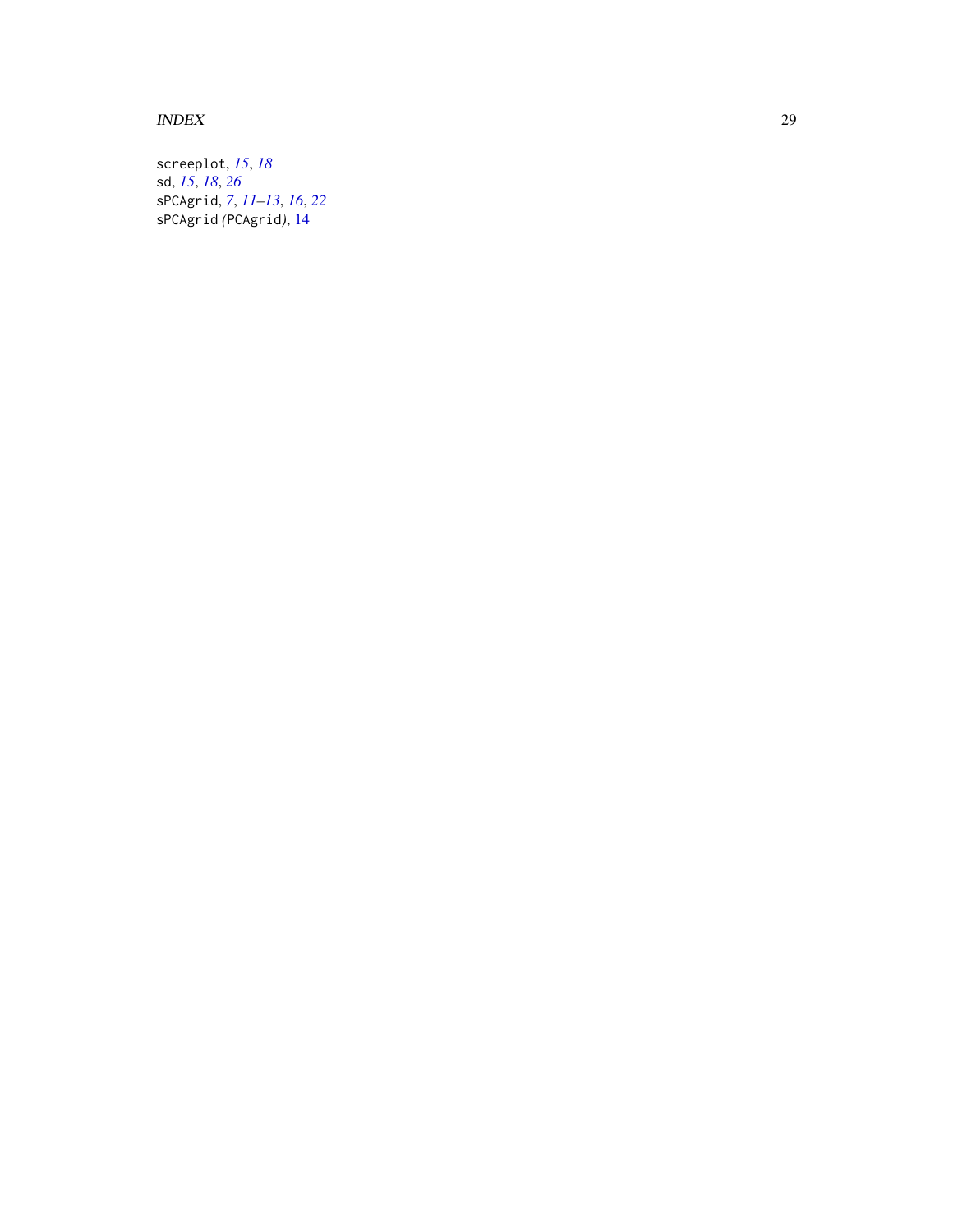screeplot, *15*, *18*
sd, *15*, *18*, *26*
sPCAgrid, *7*, *11–13*, *16*, *22*
sPCAgrid *(*PCAgrid*)*, 14